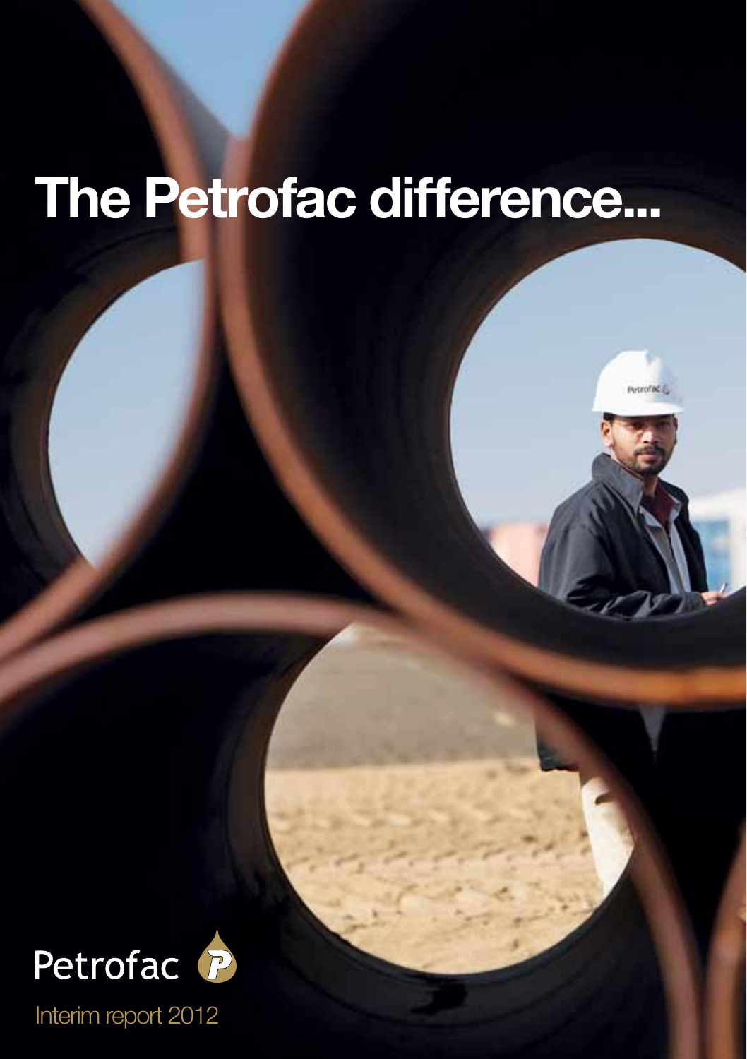# The Petrofac difference...

Petrofac

Interim report 2012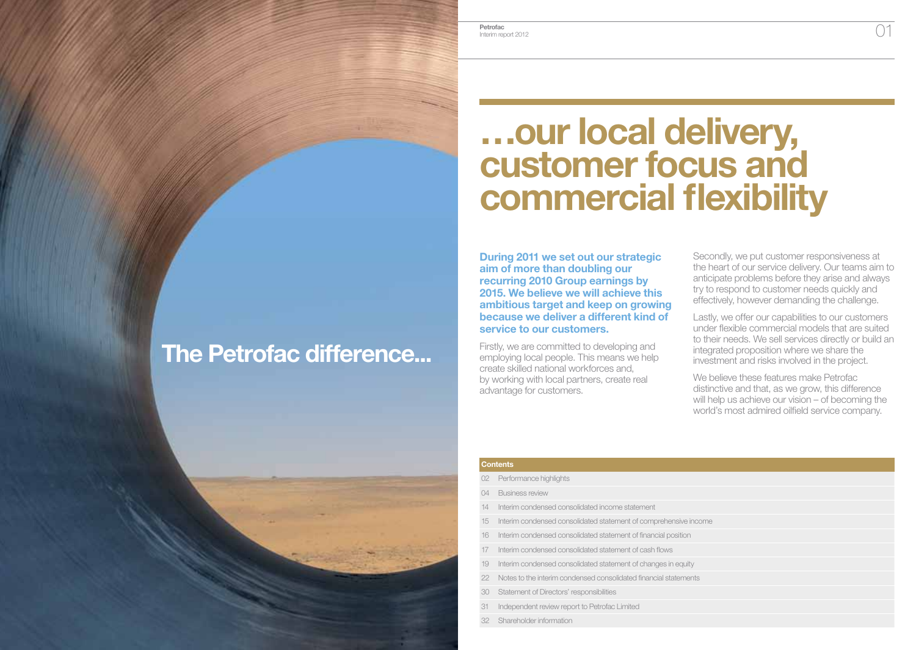# The Petrofac difference...

# …our local delivery, customer focus and commercial flexibility

**During 2011 we set out our strategic aim of more than doubling our recurring 2010 Group earnings by 2015. We believe we will achieve this ambitious target and keep on growing because we deliver a different kind of service to our customers.**

Firstly, we are committed to developing and employing local people. This means we help create skilled national workforces and, by working with local partners, create real advantage for customers.

Secondly, we put customer responsiveness at the heart of our service delivery. Our teams aim to anticipate problems before they arise and always try to respond to customer needs quickly and effectively, however demanding the challenge.

Lastly, we offer our capabilities to our customers under flexible commercial models that are suited to their needs. We sell services directly or build an integrated proposition where we share the investment and risks involved in the project.

We believe these features make Petrofac distinctive and that, as we grow, this difference will help us achieve our vision – of becoming the world's most admired oilfield service company.

| Contents | |
|---|---|
| 02 | Performance highlights |
| 04 | Business review |
| 14 | Interim condensed consolidated income statement |
| 15 | Interim condensed consolidated statement of comprehensive income |
| 16 | Interim condensed consolidated statement of financial position |
| 17 | Interim condensed consolidated statement of cash flows |
| 19 | Interim condensed consolidated statement of changes in equity |
| 22 | Notes to the interim condensed consolidated financial statements |
| 30 | Statement of Directors' responsibilities |
| 31 | Independent review report to Petrofac Limited |
| 32 | Shareholder information |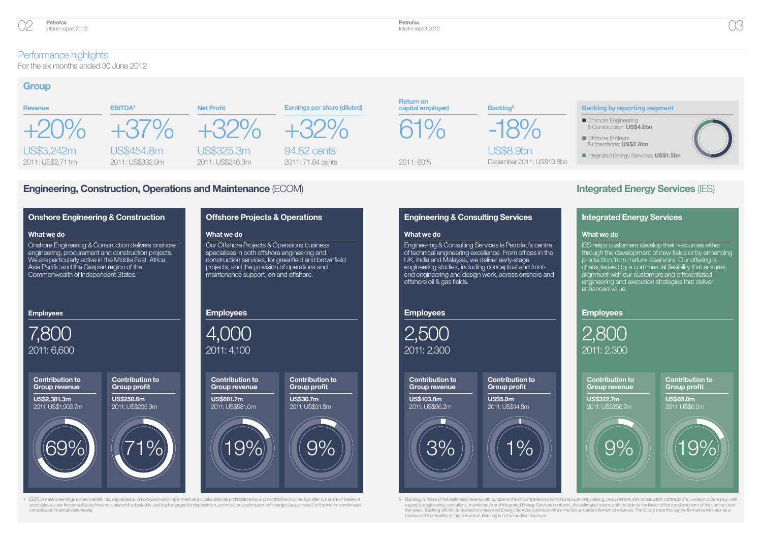# Performance highlights

For the six months ended 30 June 2012

## Group

| Revenue | EBITDA[1] | Net Profit | Earnings per share (diluted) | Return on capital employed | Backlog[2] |
|---|---|---|---|---|---|
| +20% | +37% | +32% | +32% | 61% | -18% |
| US$3,242m | US$454.8m | US$325.3m | 94.82 cents | | US$8.9bn |
| 2011: US$2,711m | 2011: US$332.0m | 2011: US$246.3m | 2011: 71.84 cents | 2011: 60% | December 2011: US$10.8bn |

**Backlog by reporting segment**

- Onshore Engineering & Construction: **US$4.6bn**
- Offshore Projects & Operations: **US$2.8bn**
- Integrated Energy Services: **US$1.5bn**

## Engineering, Construction, Operations and Maintenance (ECOM)

### Onshore Engineering & Construction

**What we do**

Onshore Engineering & Construction delivers onshore engineering, procurement and construction projects. We are particularly active in the Middle East, Africa, Asia Pacific and the Caspian region of the Commonwealth of Independent States.

**Employees**

7,800
2011: 6,600

| Contribution to Group revenue | Contribution to Group profit |
|---|---|
| US$2,381.3m | US$250.6m |
| 2011: US$1,903.7m | 2011: US$205.9m |
| 69% | 71% |

### Offshore Projects & Operations

**What we do**

Our Offshore Projects & Operations business specialises in both offshore engineering and construction services, for greenfield and brownfield projects, and the provision of operations and maintenance support, on and offshore.

**Employees**

4,000
2011: 4,100

| Contribution to Group revenue | Contribution to Group profit |
|---|---|
| US$661.7m | US$30.7m |
| 2011: US$581.0m | 2011: US$31.8m |
| 19% | 9% |

### Engineering & Consulting Services

**What we do**

Engineering & Consulting Services is Petrofac's centre of technical engineering excellence. From offices in the UK, India and Malaysia, we deliver early-stage engineering studies, including conceptual and front-end engineering and design work, across onshore and offshore oil & gas fields.

**Employees**

2,500
2011: 2,300

| Contribution to Group revenue | Contribution to Group profit |
|---|---|
| US$103.8m | US$5.0m |
| 2011: US$96.2m | 2011: US$14.8m |
| 3% | 1% |

## Integrated Energy Services (IES)

### Integrated Energy Services

**What we do**

IES helps customers develop their resources either through the development of new fields or by enhancing production from mature reservoirs. Our offering is characterised by a commercial flexibility that ensures alignment with our customers and differentiated engineering and execution strategies that deliver enhanced value.

**Employees**

2,800
2011: 2,300

| Contribution to Group revenue | Contribution to Group profit |
|---|---|
| US$322.7m | US$65.0m |
| 2011: US$256.7m | 2011: US$6.0m |
| 9% | 19% |

1 EBITDA means earnings before interest, tax, depreciation, amortisation and impairment and is calculated as profit before tax and net finance income, but after our share of losses of associates (as per the consolidated income statement) adjusted to add back charges for depreciation, amortisation and impairment charges (as per note 3 to the interim condensed consolidated financial statements).

2 Backlog consists of the estimated revenue attributable to the uncompleted portion of lump-sum engineering, procurement and construction contracts and variation orders plus, with regard to engineering, operations, maintenance and Integrated Energy Services contracts, the estimated revenue attributable to the lesser of the remaining term of the contract and five years. Backlog will not be booked on Integrated Energy Services contracts where the Group has entitlement to reserves. The Group uses this key performance indicator as a measure of the visibility of future revenue. Backlog is not an audited measure.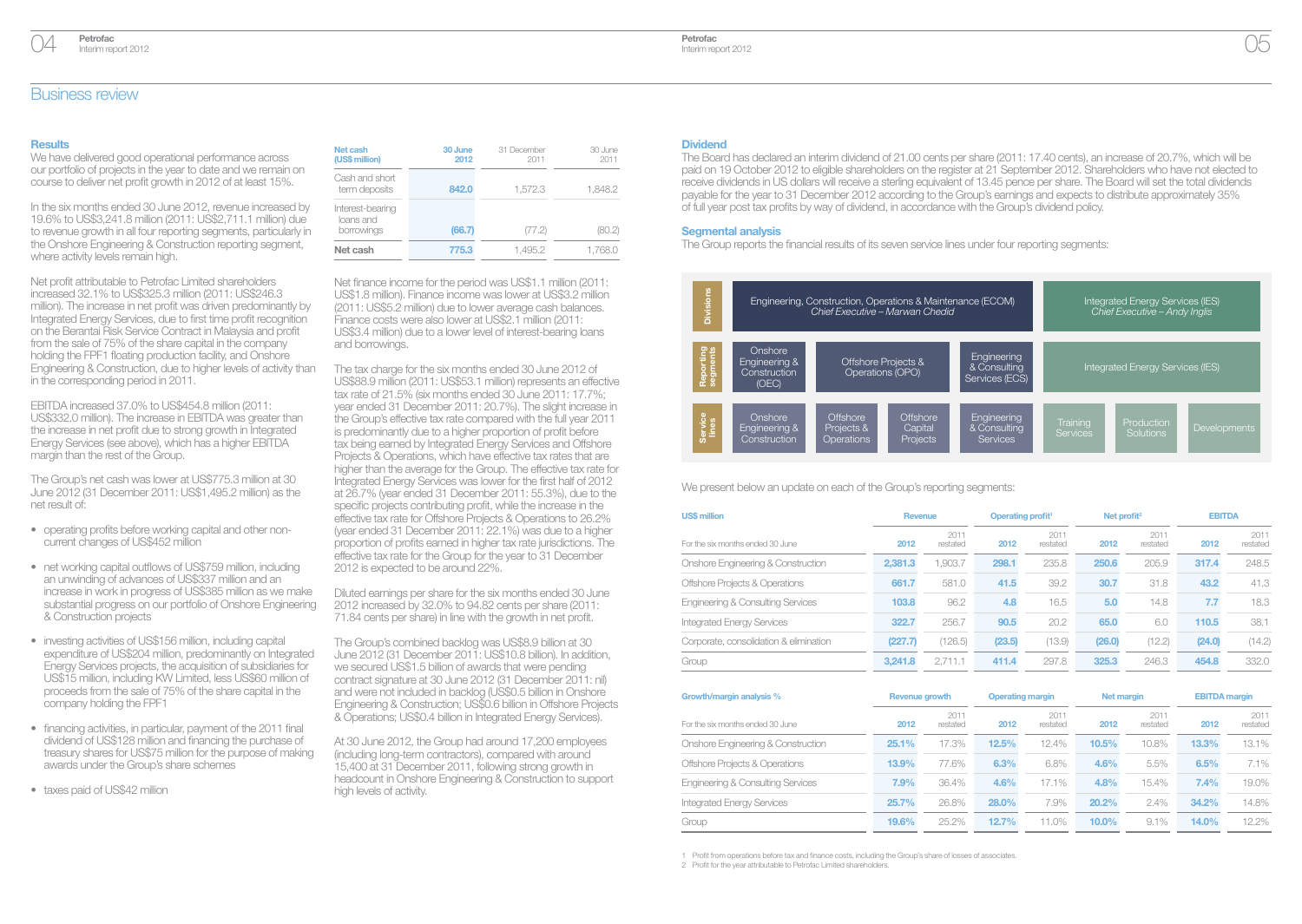# Business review

## Results

We have delivered good operational performance across our portfolio of projects in the year to date and we remain on course to deliver net profit growth in 2012 of at least 15%.

In the six months ended 30 June 2012, revenue increased by 19.6% to US$3,241.8 million (2011: US$2,711.1 million) due to revenue growth in all four reporting segments, particularly in the Onshore Engineering & Construction reporting segment, where activity levels remain high.

Net profit attributable to Petrofac Limited shareholders increased 32.1% to US$325.3 million (2011: US$246.3 million). The increase in net profit was driven predominantly by Integrated Energy Services, due to first time profit recognition on the Berantai Risk Service Contract in Malaysia and profit from the sale of 75% of the share capital in the company holding the FPF1 floating production facility, and Onshore Engineering & Construction, due to higher levels of activity than in the corresponding period in 2011.

EBITDA increased 37.0% to US$454.8 million (2011: US$332.0 million). The increase in EBITDA was greater than the increase in net profit due to strong growth in Integrated Energy Services (see above), which has a higher EBITDA margin than the rest of the Group.

The Group's net cash was lower at US$775.3 million at 30 June 2012 (31 December 2011: US$1,495.2 million) as the net result of:

- operating profits before working capital and other non-current changes of US$452 million
- net working capital outflows of US$759 million, including an unwinding of advances of US$337 million and an increase in work in progress of US$385 million as we make substantial progress on our portfolio of Onshore Engineering & Construction projects
- investing activities of US$156 million, including capital expenditure of US$204 million, predominantly on Integrated Energy Services projects, the acquisition of subsidiaries for US$15 million, including KW Limited, less US$60 million of proceeds from the sale of 75% of the share capital in the company holding the FPF1
- financing activities, in particular, payment of the 2011 final dividend of US$128 million and financing the purchase of treasury shares for US$75 million for the purpose of making awards under the Group's share schemes
- taxes paid of US$42 million

| Net cash (US$ million) | 30 June 2012 | 31 December 2011 | 30 June 2011 |
|---|---|---|---|
| Cash and short term deposits | 842.0 | 1,572.3 | 1,848.2 |
| Interest-bearing loans and borrowings | (66.7) | (77.2) | (80.2) |
| Net cash | 775.3 | 1,495.2 | 1,768.0 |

Net finance income for the period was US$1.1 million (2011: US$1.8 million). Finance income was lower at US$3.2 million (2011: US$5.2 million) due to lower average cash balances. Finance costs were also lower at US$2.1 million (2011: US$3.4 million) due to a lower level of interest-bearing loans and borrowings.

The tax charge for the six months ended 30 June 2012 of US$88.9 million (2011: US$53.1 million) represents an effective tax rate of 21.5% (six months ended 30 June 2011: 17.7%; year ended 31 December 2011: 20.7%). The slight increase in the Group's effective tax rate compared with the full year 2011 is predominantly due to a higher proportion of profit before tax being earned by Integrated Energy Services and Offshore Projects & Operations, which have effective tax rates that are higher than the average for the Group. The effective tax rate for Integrated Energy Services was lower for the first half of 2012 at 26.7% (year ended 31 December 2011: 55.3%), due to the specific projects contributing profit, while the increase in the effective tax rate for Offshore Projects & Operations to 26.2% (year ended 31 December 2011: 22.1%) was due to a higher proportion of profits earned in higher tax rate jurisdictions. The effective tax rate for the Group for the year to 31 December 2012 is expected to be around 22%.

Diluted earnings per share for the six months ended 30 June 2012 increased by 32.0% to 94.82 cents per share (2011: 71.84 cents per share) in line with the growth in net profit.

The Group's combined backlog was US$8.9 billion at 30 June 2012 (31 December 2011: US$10.8 billion). In addition, we secured US$1.5 billion of awards that were pending contract signature at 30 June 2012 (31 December 2011: nil) and were not included in backlog (US$0.5 billion in Onshore Engineering & Construction; US$0.6 billion in Offshore Projects & Operations; US$0.4 billion in Integrated Energy Services).

At 30 June 2012, the Group had around 17,200 employees (including long-term contractors), compared with around 15,400 at 31 December 2011, following strong growth in headcount in Onshore Engineering & Construction to support high levels of activity.

## Dividend

The Board has declared an interim dividend of 21.00 cents per share (2011: 17.40 cents), an increase of 20.7%, which will be paid on 19 October 2012 to eligible shareholders on the register at 21 September 2012. Shareholders who have not elected to receive dividends in US dollars will receive a sterling equivalent of 13.45 pence per share. The Board will set the total dividends payable for the year to 31 December 2012 according to the Group's earnings and expects to distribute approximately 35% of full year post tax profits by way of dividend, in accordance with the Group's dividend policy.

## Segmental analysis

The Group reports the financial results of its seven service lines under four reporting segments:

| | | | | | | | |
|---|---|---|---|---|---|---|---|
| Divisions | Engineering, Construction, Operations & Maintenance (ECOM) *Chief Executive – Marwan Chedid* | | | | Integrated Energy Services (IES) *Chief Executive – Andy Inglis* | | |
| Reporting segments | Onshore Engineering & Construction (OEC) | Offshore Projects & Operations (OPO) | | Engineering & Consulting Services (ECS) | Integrated Energy Services (IES) | | |
| Service lines | Onshore Engineering & Construction | Offshore Projects & Operations | Offshore Capital Projects | Engineering & Consulting Services | Training Services | Production Solutions | Developments |

We present below an update on each of the Group's reporting segments:

| US$ million | Revenue | | Operating profit[1] | | Net profit[2] | | EBITDA | |
|---|---|---|---|---|---|---|---|---|
| For the six months ended 30 June | 2012 | 2011 restated | 2012 | 2011 restated | 2012 | 2011 restated | 2012 | 2011 restated |
| Onshore Engineering & Construction | 2,381.3 | 1,903.7 | 298.1 | 235.8 | 250.6 | 205.9 | 317.4 | 248.5 |
| Offshore Projects & Operations | 661.7 | 581.0 | 41.5 | 39.2 | 30.7 | 31.8 | 43.2 | 41.3 |
| Engineering & Consulting Services | 103.8 | 96.2 | 4.8 | 16.5 | 5.0 | 14.8 | 7.7 | 18.3 |
| Integrated Energy Services | 322.7 | 256.7 | 90.5 | 20.2 | 65.0 | 6.0 | 110.5 | 38.1 |
| Corporate, consolidation & elimination | (227.7) | (126.5) | (23.5) | (13.9) | (26.0) | (12.2) | (24.0) | (14.2) |
| Group | 3,241.8 | 2,711.1 | 411.4 | 297.8 | 325.3 | 246.3 | 454.8 | 332.0 |

| Growth/margin analysis % | Revenue growth | | Operating margin | | Net margin | | EBITDA margin | |
|---|---|---|---|---|---|---|---|---|
| For the six months ended 30 June | 2012 | 2011 restated | 2012 | 2011 restated | 2012 | 2011 restated | 2012 | 2011 restated |
| Onshore Engineering & Construction | 25.1% | 17.3% | 12.5% | 12.4% | 10.5% | 10.8% | 13.3% | 13.1% |
| Offshore Projects & Operations | 13.9% | 77.6% | 6.3% | 6.8% | 4.6% | 5.5% | 6.5% | 7.1% |
| Engineering & Consulting Services | 7.9% | 36.4% | 4.6% | 17.1% | 4.8% | 15.4% | 7.4% | 19.0% |
| Integrated Energy Services | 25.7% | 26.8% | 28.0% | 7.9% | 20.2% | 2.4% | 34.2% | 14.8% |
| Group | 19.6% | 25.2% | 12.7% | 11.0% | 10.0% | 9.1% | 14.0% | 12.2% |

1 Profit from operations before tax and finance costs, including the Group's share of losses of associates.
2 Profit for the year attributable to Petrofac Limited shareholders.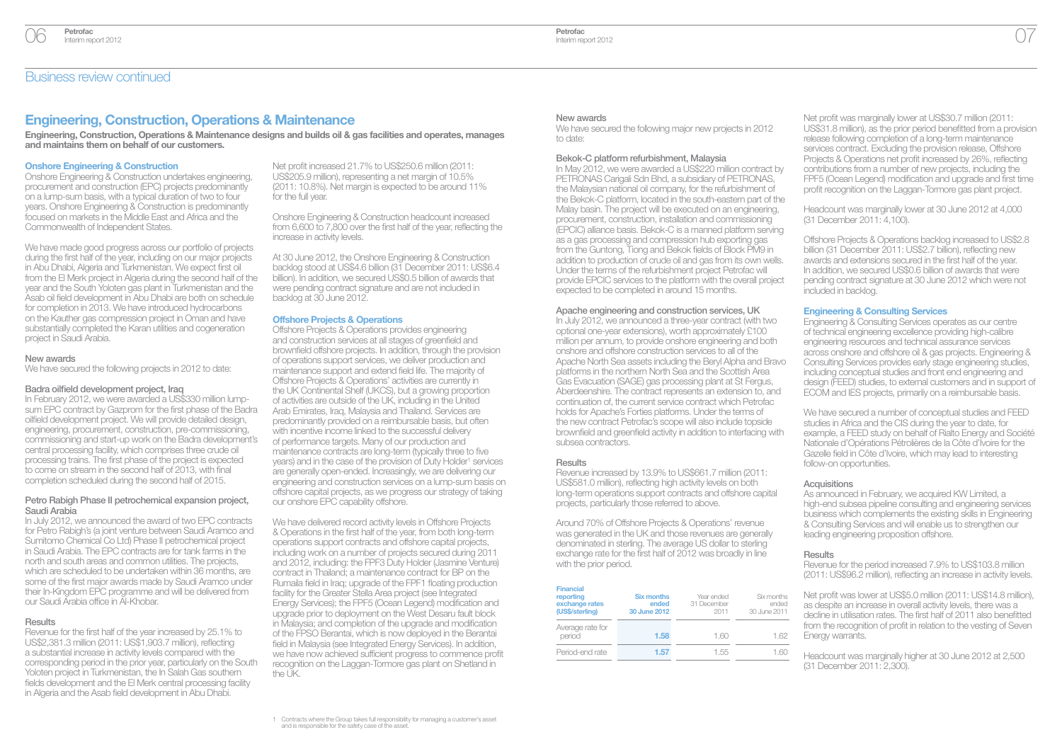# Business review continued

## Engineering, Construction, Operations & Maintenance

**Engineering, Construction, Operations & Maintenance designs and builds oil & gas facilities and operates, manages and maintains them on behalf of our customers.**

### Onshore Engineering & Construction

Onshore Engineering & Construction undertakes engineering, procurement and construction (EPC) projects predominantly on a lump-sum basis, with a typical duration of two to four years. Onshore Engineering & Construction is predominantly focused on markets in the Middle East and Africa and the Commonwealth of Independent States.

We have made good progress across our portfolio of projects during the first half of the year, including on our major projects in Abu Dhabi, Algeria and Turkmenistan. We expect first oil from the El Merk project in Algeria during the second half of the year and the South Yoloten gas plant in Turkmenistan and the Asab oil field development in Abu Dhabi are both on schedule for completion in 2013. We have introduced hydrocarbons on the Kauther gas compression project in Oman and have substantially completed the Karan utilities and cogeneration project in Saudi Arabia.

#### New awards

We have secured the following projects in 2012 to date:

#### Badra oilfield development project, Iraq

In February 2012, we were awarded a US$330 million lump-sum EPC contract by Gazprom for the first phase of the Badra oilfield development project. We will provide detailed design, engineering, procurement, construction, pre-commissioning, commissioning and start-up work on the Badra development's central processing facility, which comprises three crude oil processing trains. The first phase of the project is expected to come on stream in the second half of 2013, with final completion scheduled during the second half of 2015.

#### Petro Rabigh Phase II petrochemical expansion project, Saudi Arabia

In July 2012, we announced the award of two EPC contracts for Petro Rabigh's (a joint venture between Saudi Aramco and Sumitomo Chemical Co Ltd) Phase II petrochemical project in Saudi Arabia. The EPC contracts are for tank farms in the north and south areas and common utilities. The projects, which are scheduled to be undertaken within 36 months, are some of the first major awards made by Saudi Aramco under their In-Kingdom EPC programme and will be delivered from our Saudi Arabia office in Al-Khobar.

#### Results

Revenue for the first half of the year increased by 25.1% to US$2,381.3 million (2011: US$1,903.7 million), reflecting a substantial increase in activity levels compared with the corresponding period in the prior year, particularly on the South Yoloten project in Turkmenistan, the In Salah Gas southern fields development and the El Merk central processing facility in Algeria and the Asab field development in Abu Dhabi.

Net profit increased 21.7% to US$250.6 million (2011: US$205.9 million), representing a net margin of 10.5% (2011: 10.8%). Net margin is expected to be around 11% for the full year.

Onshore Engineering & Construction headcount increased from 6,600 to 7,800 over the first half of the year, reflecting the increase in activity levels.

At 30 June 2012, the Onshore Engineering & Construction backlog stood at US$4.6 billion (31 December 2011: US$6.4 billion). In addition, we secured US$0.5 billion of awards that were pending contract signature and are not included in backlog at 30 June 2012.

### Offshore Projects & Operations

Offshore Projects & Operations provides engineering and construction services at all stages of greenfield and brownfield offshore projects. In addition, through the provision of operations support services, we deliver production and maintenance support and extend field life. The majority of Offshore Projects & Operations' activities are currently in the UK Continental Shelf (UKCS), but a growing proportion of activities are outside of the UK, including in the United Arab Emirates, Iraq, Malaysia and Thailand. Services are predominantly provided on a reimbursable basis, but often with incentive income linked to the successful delivery of performance targets. Many of our production and maintenance contracts are long-term (typically three to five years) and in the case of the provision of Duty Holder[1] services are generally open-ended. Increasingly, we are delivering our engineering and construction services on a lump-sum basis on offshore capital projects, as we progress our strategy of taking our onshore EPC capability offshore.

We have delivered record activity levels in Offshore Projects & Operations in the first half of the year, from both long-term operations support contracts and offshore capital projects, including work on a number of projects secured during 2011 and 2012, including: the FPF3 Duty Holder (Jasmine Venture) contract in Thailand; a maintenance contract for BP on the Rumaila field in Iraq; upgrade of the FPF1 floating production facility for the Greater Stella Area project (see Integrated Energy Services); the FPF5 (Ocean Legend) modification and upgrade prior to deployment on the West Desaru fault block in Malaysia; and completion of the upgrade and modification of the FPSO Berantai, which is now deployed in the Berantai field in Malaysia (see Integrated Energy Services). In addition, we have now achieved sufficient progress to commence profit recognition on the Laggan-Tormore gas plant on Shetland in the UK.

1 Contracts where the Group takes full responsibility for managing a customer's asset and is responsible for the safety case of the asset.

#### New awards

We have secured the following major new projects in 2012 to date:

#### Bekok-C platform refurbishment, Malaysia

In May 2012, we were awarded a US$220 million contract by PETRONAS Carigali Sdn Bhd, a subsidiary of PETRONAS, the Malaysian national oil company, for the refurbishment of the Bekok-C platform, located in the south-eastern part of the Malay basin. The project will be executed on an engineering, procurement, construction, installation and commissioning (EPCIC) alliance basis. Bekok-C is a manned platform serving as a gas processing and compression hub exporting gas from the Guntong, Tiong and Bekok fields of Block PM9 in addition to production of crude oil and gas from its own wells. Under the terms of the refurbishment project Petrofac will provide EPCIC services to the platform with the overall project expected to be completed in around 15 months.

#### Apache engineering and construction services, UK

In July 2012, we announced a three-year contract (with two optional one-year extensions), worth approximately £100 million per annum, to provide onshore engineering and both onshore and offshore construction services to all of the Apache North Sea assets including the Beryl Alpha and Bravo platforms in the northern North Sea and the Scottish Area Gas Evacuation (SAGE) gas processing plant at St Fergus, Aberdeenshire. The contract represents an extension to, and continuation of, the current service contract which Petrofac holds for Apache's Forties platforms. Under the terms of the new contract Petrofac's scope will also include topside brownfield and greenfield activity in addition to interfacing with subsea contractors.

#### Results

Revenue increased by 13.9% to US$661.7 million (2011: US$581.0 million), reflecting high activity levels on both long-term operations support contracts and offshore capital projects, particularly those referred to above.

Around 70% of Offshore Projects & Operations' revenue was generated in the UK and those revenues are generally denominated in sterling. The average US dollar to sterling exchange rate for the first half of 2012 was broadly in line with the prior period.

| Financial reporting exchange rates (US$/sterling) | Six months ended 30 June 2012 | Year ended 31 December 2011 | Six months ended 30 June 2011 |
|---|---|---|---|
| Average rate for period | 1.58 | 1.60 | 1.62 |
| Period-end rate | 1.57 | 1.55 | 1.60 |

Net profit was marginally lower at US$30.7 million (2011: US$31.8 million), as the prior period benefitted from a provision release following completion of a long-term maintenance services contract. Excluding the provision release, Offshore Projects & Operations net profit increased by 26%, reflecting contributions from a number of new projects, including the FPF5 (Ocean Legend) modification and upgrade and first time profit recognition on the Laggan-Tormore gas plant project.

Headcount was marginally lower at 30 June 2012 at 4,000 (31 December 2011: 4,100).

Offshore Projects & Operations backlog increased to US$2.8 billion (31 December 2011: US$2.7 billion), reflecting new awards and extensions secured in the first half of the year. In addition, we secured US$0.6 billion of awards that were pending contract signature at 30 June 2012 which were not included in backlog.

### Engineering & Consulting Services

Engineering & Consulting Services operates as our centre of technical engineering excellence providing high-calibre engineering resources and technical assurance services across onshore and offshore oil & gas projects. Engineering & Consulting Services provides early stage engineering studies, including conceptual studies and front end engineering and design (FEED) studies, to external customers and in support of ECOM and IES projects, primarily on a reimbursable basis.

We have secured a number of conceptual studies and FEED studies in Africa and the CIS during the year to date, for example, a FEED study on behalf of Rialto Energy and Société Nationale d'Opérations Pétrolières de la Côte d'Ivoire for the Gazelle field in Côte d'Ivoire, which may lead to interesting follow-on opportunities.

#### Acquisitions

As announced in February, we acquired KW Limited, a high-end subsea pipeline consulting and engineering services business which complements the existing skills in Engineering & Consulting Services and will enable us to strengthen our leading engineering proposition offshore.

#### Results

Revenue for the period increased 7.9% to US$103.8 million (2011: US$96.2 million), reflecting an increase in activity levels.

Net profit was lower at US$5.0 million (2011: US$14.8 million), as despite an increase in overall activity levels, there was a decline in utilisation rates. The first half of 2011 also benefitted from the recognition of profit in relation to the vesting of Seven Energy warrants.

Headcount was marginally higher at 30 June 2012 at 2,500 (31 December 2011: 2,300).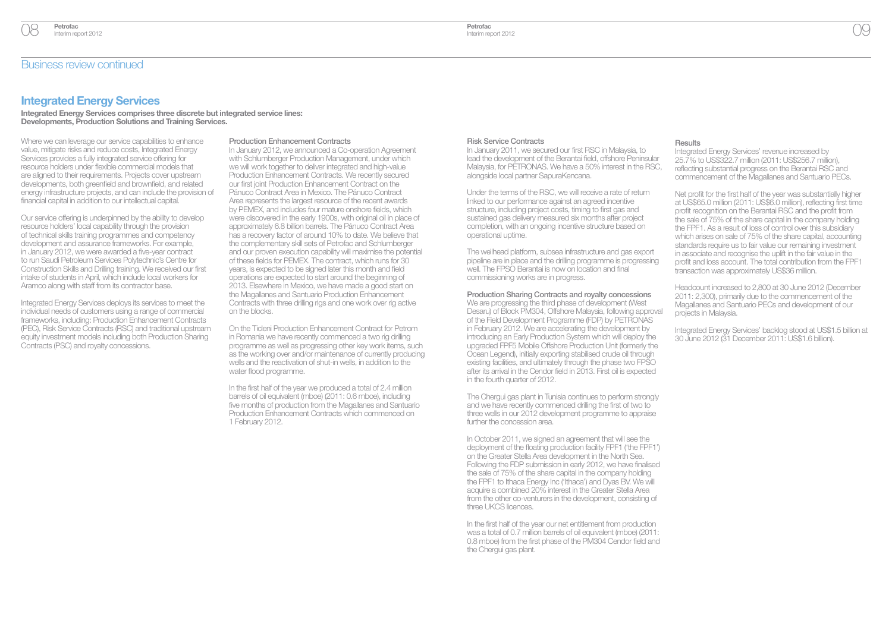# Business review continued

## Integrated Energy Services

**Integrated Energy Services comprises three discrete but integrated service lines: Developments, Production Solutions and Training Services.**

Where we can leverage our service capabilities to enhance value, mitigate risks and reduce costs, Integrated Energy Services provides a fully integrated service offering for resource holders under flexible commercial models that are aligned to their requirements. Projects cover upstream developments, both greenfield and brownfield, and related energy infrastructure projects, and can include the provision of financial capital in addition to our intellectual capital.

Our service offering is underpinned by the ability to develop resource holders' local capability through the provision of technical skills training programmes and competency development and assurance frameworks. For example, in January 2012, we were awarded a five-year contract to run Saudi Petroleum Services Polytechnic's Centre for Construction Skills and Drilling training. We received our first intake of students in April, which include local workers for Aramco along with staff from its contractor base.

Integrated Energy Services deploys its services to meet the individual needs of customers using a range of commercial frameworks, including: Production Enhancement Contracts (PEC), Risk Service Contracts (RSC) and traditional upstream equity investment models including both Production Sharing Contracts (PSC) and royalty concessions.

### Production Enhancement Contracts

In January 2012, we announced a Co-operation Agreement with Schlumberger Production Management, under which we will work together to deliver integrated and high-value Production Enhancement Contracts. We recently secured our first joint Production Enhancement Contract on the Pánuco Contract Area in Mexico. The Pánuco Contract Area represents the largest resource of the recent awards by PEMEX, and includes four mature onshore fields, which were discovered in the early 1900s, with original oil in place of approximately 6.8 billion barrels. The Pánuco Contract Area has a recovery factor of around 10% to date. We believe that the complementary skill sets of Petrofac and Schlumberger and our proven execution capability will maximise the potential of these fields for PEMEX. The contract, which runs for 30 years, is expected to be signed later this month and field operations are expected to start around the beginning of 2013. Elsewhere in Mexico, we have made a good start on the Magallanes and Santuario Production Enhancement Contracts with three drilling rigs and one work over rig active on the blocks.

On the Ticleni Production Enhancement Contract for Petrom in Romania we have recently commenced a two rig drilling programme as well as progressing other key work items, such as the working over and/or maintenance of currently producing wells and the reactivation of shut-in wells, in addition to the water flood programme.

In the first half of the year we produced a total of 2.4 million barrels of oil equivalent (mboe) (2011: 0.6 mboe), including five months of production from the Magallanes and Santuario Production Enhancement Contracts which commenced on 1 February 2012.

### Risk Service Contracts

In January 2011, we secured our first RSC in Malaysia, to lead the development of the Berantai field, offshore Peninsular Malaysia, for PETRONAS. We have a 50% interest in the RSC, alongside local partner SapuraKencana.

Under the terms of the RSC, we will receive a rate of return linked to our performance against an agreed incentive structure, including project costs, timing to first gas and sustained gas delivery measured six months after project completion, with an ongoing incentive structure based on operational uptime.

The wellhead platform, subsea infrastructure and gas export pipeline are in place and the drilling programme is progressing well. The FPSO Berantai is now on location and final commissioning works are in progress.

### Production Sharing Contracts and royalty concessions

We are progressing the third phase of development (West Desaru) of Block PM304, Offshore Malaysia, following approval of the Field Development Programme (FDP) by PETRONAS in February 2012. We are accelerating the development by introducing an Early Production System which will deploy the upgraded FPF5 Mobile Offshore Production Unit (formerly the Ocean Legend), initially exporting stabilised crude oil through existing facilities, and ultimately through the phase two FPSO after its arrival in the Cendor field in 2013. First oil is expected in the fourth quarter of 2012.

The Chergui gas plant in Tunisia continues to perform strongly and we have recently commenced drilling the first of two to three wells in our 2012 development programme to appraise further the concession area.

In October 2011, we signed an agreement that will see the deployment of the floating production facility FPF1 ('the FPF1') on the Greater Stella Area development in the North Sea. Following the FDP submission in early 2012, we have finalised the sale of 75% of the share capital in the company holding the FPF1 to Ithaca Energy Inc ('Ithaca') and Dyas BV. We will acquire a combined 20% interest in the Greater Stella Area from the other co-venturers in the development, consisting of three UKCS licences.

In the first half of the year our net entitlement from production was a total of 0.7 million barrels of oil equivalent (mboe) (2011: 0.8 mboe) from the first phase of the PM304 Cendor field and the Chergui gas plant.

### Results

Integrated Energy Services' revenue increased by 25.7% to US$322.7 million (2011: US$256.7 million), reflecting substantial progress on the Berantai RSC and commencement of the Magallanes and Santuario PECs.

Net profit for the first half of the year was substantially higher at US$65.0 million (2011: US$6.0 million), reflecting first time profit recognition on the Berantai RSC and the profit from the sale of 75% of the share capital in the company holding the FPF1. As a result of loss of control over this subsidiary which arises on sale of 75% of the share capital, accounting standards require us to fair value our remaining investment in associate and recognise the uplift in the fair value in the profit and loss account. The total contribution from the FPF1 transaction was approximately US$36 million.

Headcount increased to 2,800 at 30 June 2012 (December 2011: 2,300), primarily due to the commencement of the Magallanes and Santuario PECs and development of our projects in Malaysia.

Integrated Energy Services' backlog stood at US$1.5 billion at 30 June 2012 (31 December 2011: US$1.6 billion).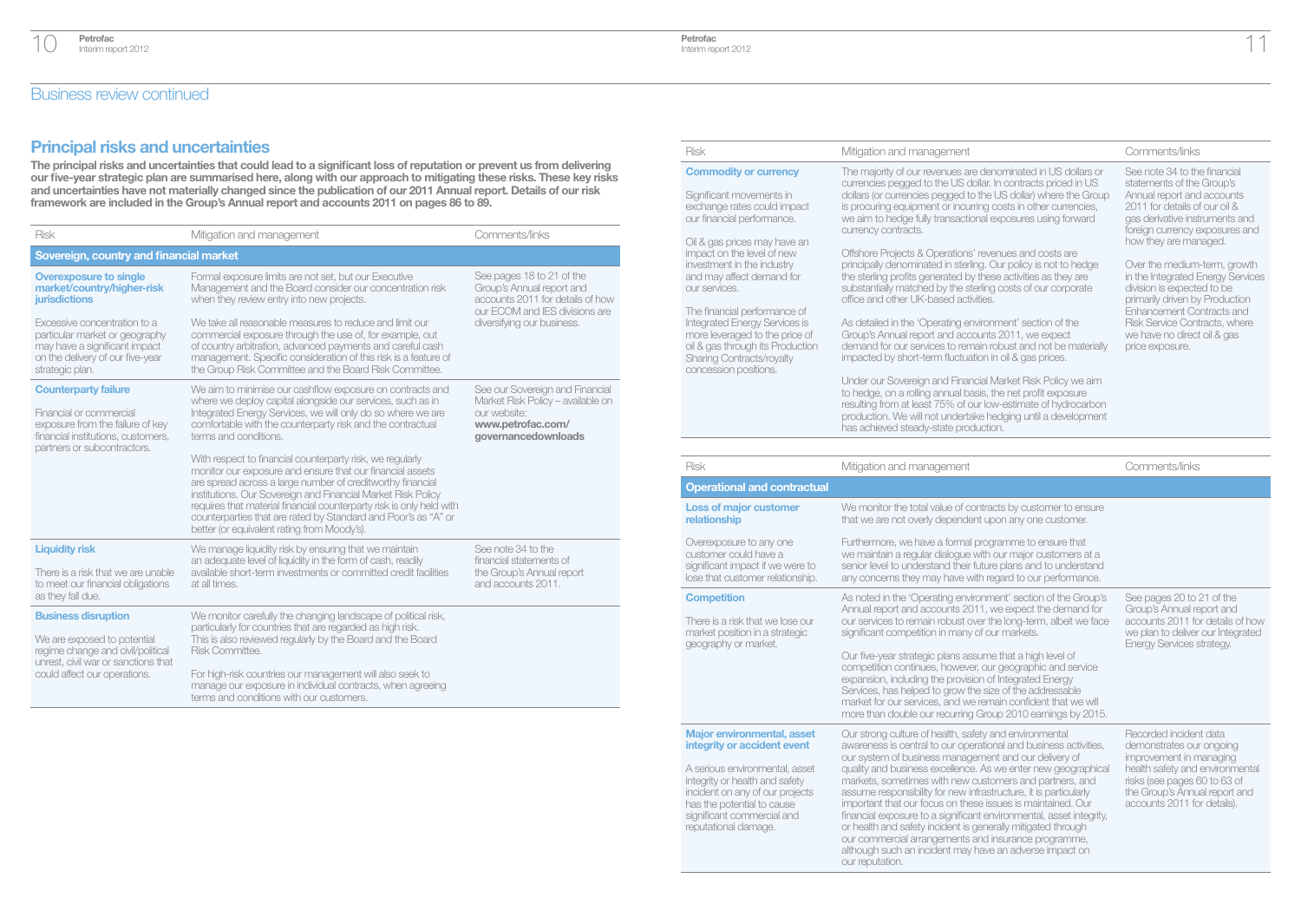## Business review continued

## Principal risks and uncertainties

**The principal risks and uncertainties that could lead to a significant loss of reputation or prevent us from delivering our five-year strategic plan are summarised here, along with our approach to mitigating these risks. These key risks and uncertainties have not materially changed since the publication of our 2011 Annual report. Details of our risk framework are included in the Group's Annual report and accounts 2011 on pages 86 to 89.**

| Risk | Mitigation and management | Comments/links |
|---|---|---|
| **Sovereign, country and financial market** | | |
| **Overexposure to single market/country/higher-risk jurisdictions**<br><br>Excessive concentration to a particular market or geography may have a significant impact on the delivery of our five-year strategic plan. | Formal exposure limits are not set, but our Executive Management and the Board consider our concentration risk when they review entry into new projects.<br><br>We take all reasonable measures to reduce and limit our commercial exposure through the use of, for example, out of country arbitration, advanced payments and careful cash management. Specific consideration of this risk is a feature of the Group Risk Committee and the Board Risk Committee. | See pages 18 to 21 of the Group's Annual report and accounts 2011 for details of how our ECOM and IES divisions are diversifying our business. |
| **Counterparty failure**<br><br>Financial or commercial exposure from the failure of key financial institutions, customers, partners or subcontractors. | We aim to minimise our cashflow exposure on contracts and where we deploy capital alongside our services, such as in Integrated Energy Services, we will only do so where we are comfortable with the counterparty risk and the contractual terms and conditions.<br><br>With respect to financial counterparty risk, we regularly monitor our exposure and ensure that our financial assets are spread across a large number of creditworthy financial institutions. Our Sovereign and Financial Market Risk Policy requires that material financial counterparty risk is only held with counterparties that are rated by Standard and Poor's as "A" or better (or equivalent rating from Moody's). | See our Sovereign and Financial Market Risk Policy – available on our website: **www.petrofac.com/governancedownloads** |
| **Liquidity risk**<br><br>There is a risk that we are unable to meet our financial obligations as they fall due. | We manage liquidity risk by ensuring that we maintain an adequate level of liquidity in the form of cash, readily available short-term investments or committed credit facilities at all times. | See note 34 to the financial statements of the Group's Annual report and accounts 2011. |
| **Business disruption**<br><br>We are exposed to potential regime change and civil/political unrest, civil war or sanctions that could affect our operations. | We monitor carefully the changing landscape of political risk, particularly for countries that are regarded as high risk. This is also reviewed regularly by the Board and the Board Risk Committee.<br><br>For high-risk countries our management will also seek to manage our exposure in individual contracts, when agreeing terms and conditions with our customers. | |
| **Commodity or currency**<br><br>Significant movements in exchange rates could impact our financial performance.<br><br>Oil & gas prices may have an impact on the level of new investment in the industry and may affect demand for our services.<br><br>The financial performance of Integrated Energy Services is more leveraged to the price of oil & gas through its Production Sharing Contracts/royalty concession positions. | The majority of our revenues are denominated in US dollars or currencies pegged to the US dollar. In contracts priced in US dollars (or currencies pegged to the US dollar) where the Group is procuring equipment or incurring costs in other currencies, we aim to hedge fully transactional exposures using forward currency contracts.<br><br>Offshore Projects & Operations' revenues and costs are principally denominated in sterling. Our policy is not to hedge the sterling profits generated by these activities as they are substantially matched by the sterling costs of our corporate office and other UK-based activities.<br><br>As detailed in the 'Operating environment' section of the Group's Annual report and accounts 2011, we expect demand for our services to remain robust and not be materially impacted by short-term fluctuation in oil & gas prices.<br><br>Under our Sovereign and Financial Market Risk Policy we aim to hedge, on a rolling annual basis, the net profit exposure resulting from at least 75% of our low-estimate of hydrocarbon production. We will not undertake hedging until a development has achieved steady-state production. | See note 34 to the financial statements of the Group's Annual report and accounts 2011 for details of our oil & gas derivative instruments and foreign currency exposures and how they are managed.<br><br>Over the medium-term, growth in the Integrated Energy Services division is expected to be primarily driven by Production Enhancement Contracts and Risk Service Contracts, where we have no direct oil & gas price exposure. |

| Risk | Mitigation and management | Comments/links |
|---|---|---|
| **Operational and contractual** | | |
| **Loss of major customer relationship**<br><br>Overexposure to any one customer could have a significant impact if we were to lose that customer relationship. | We monitor the total value of contracts by customer to ensure that we are not overly dependent upon any one customer.<br><br>Furthermore, we have a formal programme to ensure that we maintain a regular dialogue with our major customers at a senior level to understand their future plans and to understand any concerns they may have with regard to our performance. | |
| **Competition**<br><br>There is a risk that we lose our market position in a strategic geography or market. | As noted in the 'Operating environment' section of the Group's Annual report and accounts 2011, we expect the demand for our services to remain robust over the long-term, albeit we face significant competition in many of our markets.<br><br>Our five-year strategic plans assume that a high level of competition continues, however, our geographic and service expansion, including the provision of Integrated Energy Services, has helped to grow the size of the addressable market for our services, and we remain confident that we will more than double our recurring Group 2010 earnings by 2015. | See pages 20 to 21 of the Group's Annual report and accounts 2011 for details of how we plan to deliver our Integrated Energy Services strategy. |
| **Major environmental, asset integrity or accident event**<br><br>A serious environmental, asset integrity or health and safety incident on any of our projects has the potential to cause significant commercial and reputational damage. | Our strong culture of health, safety and environmental awareness is central to our operational and business activities, our system of business management and our delivery of quality and business excellence. As we enter new geographical markets, sometimes with new customers and partners, and assume responsibility for new infrastructure, it is particularly important that our focus on these issues is maintained. Our financial exposure to a significant environmental, asset integrity, or health and safety incident is generally mitigated through our commercial arrangements and insurance programme, although such an incident may have an adverse impact on our reputation. | Recorded incident data demonstrates our ongoing improvement in managing health safety and environmental risks (see pages 60 to 63 of the Group's Annual report and accounts 2011 for details). |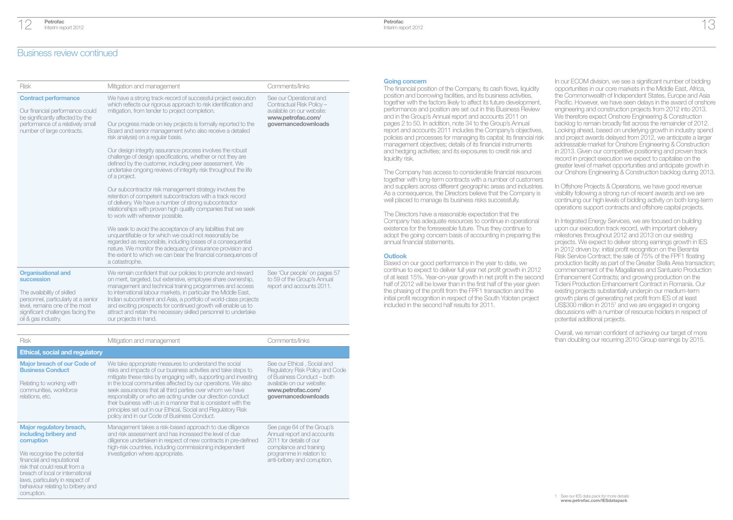# Business review continued

| Risk | Mitigation and management | Comments/links |
|---|---|---|
| **Contract performance**<br><br>Our financial performance could be significantly affected by the performance of a relatively small number of large contracts. | We have a strong track-record of successful project execution which reflects our rigorous approach to risk identification and mitigation, from tender to project completion.<br><br>Our progress made on key projects is formally reported to the Board and senior management (who also receive a detailed risk analysis) on a regular basis.<br><br>Our design integrity assurance process involves the robust challenge of design specifications, whether or not they are defined by the customer, including peer assessment. We undertake ongoing reviews of integrity risk throughout the life of a project.<br><br>Our subcontractor risk management strategy involves the retention of competent subcontractors with a track record of delivery. We have a number of strong subcontractor relationships with proven high quality companies that we seek to work with wherever possible.<br><br>We seek to avoid the acceptance of any liabilities that are unquantifiable or for which we could not reasonably be regarded as responsible, including losses of a consequential nature. We monitor the adequacy of insurance provision and the extent to which we can bear the financial consequences of a catastrophe. | See our Operational and Contractual Risk Policy – available on our website: **www.petrofac.com/governancedownloads** |
| **Organisational and succession**<br><br>The availability of skilled personnel, particularly at a senior level, remains one of the most significant challenges facing the oil & gas industry. | We remain confident that our policies to promote and reward on merit, targeted, but extensive, employee share ownership, management and technical training programmes and access to international labour markets, in particular the Middle East, Indian subcontinent and Asia, a portfolio of world-class projects and exciting prospects for continued growth will enable us to attract and retain the necessary skilled personnel to undertake our projects in hand. | See 'Our people' on pages 57 to 59 of the Group's Annual report and accounts 2011. |

| Risk | Mitigation and management | Comments/links |
|---|---|---|
| **Ethical, social and regulatory** | | |
| **Major breach of our Code of Business Conduct**<br><br>Relating to working with communities, workforce relations, etc. | We take appropriate measures to understand the social risks and impacts of our business activities and take steps to mitigate these risks by engaging with, supporting and investing in the local communities affected by our operations. We also seek assurances that all third parties over whom we have responsibility or who are acting under our direction conduct their business with us in a manner that is consistent with the principles set out in our Ethical, Social and Regulatory Risk policy and in our Code of Business Conduct. | See our Ethical , Social and Regulatory Risk Policy and Code of Business Conduct – both available on our website: **www.petrofac.com/governancedownloads** |
| **Major regulatory breach, including bribery and corruption**<br><br>We recognise the potential financial and reputational risk that could result from a breach of local or international laws, particularly in respect of behaviour relating to bribery and corruption. | Management takes a risk-based approach to due diligence and risk assessment and has increased the level of due diligence undertaken in respect of new contracts in pre-defined high-risk countries, including commissioning independent investigation where appropriate. | See page 64 of the Group's Annual report and accounts 2011 for details of our compliance and training programme in relation to anti-bribery and corruption. |

## Going concern

The financial position of the Company, its cash flows, liquidity position and borrowing facilities, and its business activities, together with the factors likely to affect its future development, performance and position are set out in this Business Review and in the Group's Annual report and accounts 2011 on pages 2 to 50. In addition, note 34 to the Group's Annual report and accounts 2011 includes the Company's objectives, policies and processes for managing its capital; its financial risk management objectives; details of its financial instruments and hedging activities; and its exposures to credit risk and liquidity risk.

The Company has access to considerable financial resources together with long-term contracts with a number of customers and suppliers across different geographic areas and industries. As a consequence, the Directors believe that the Company is well placed to manage its business risks successfully.

The Directors have a reasonable expectation that the Company has adequate resources to continue in operational existence for the foreseeable future. Thus they continue to adopt the going concern basis of accounting in preparing the annual financial statements.

## Outlook

Based on our good performance in the year to date, we continue to expect to deliver full year net profit growth in 2012 of at least 15%. Year-on-year growth in net profit in the second half of 2012 will be lower than in the first half of the year given the phasing of the profit from the FPF1 transaction and the initial profit recognition in respect of the South Yoloten project included in the second half results for 2011.

In our ECOM division, we see a significant number of bidding opportunities in our core markets in the Middle East, Africa, the Commonwealth of Independent States, Europe and Asia Pacific. However, we have seen delays in the award of onshore engineering and construction projects from 2012 into 2013. We therefore expect Onshore Engineering & Construction backlog to remain broadly flat across the remainder of 2012. Looking ahead, based on underlying growth in industry spend and project awards delayed from 2012, we anticipate a larger addressable market for Onshore Engineering & Construction in 2013. Given our competitive positioning and proven track record in project execution we expect to capitalise on the greater level of market opportunities and anticipate growth in our Onshore Engineering & Construction backlog during 2013.

In Offshore Projects & Operations, we have good revenue visibility following a strong run of recent awards and we are continuing our high levels of bidding activity on both long-term operations support contracts and offshore capital projects.

In Integrated Energy Services, we are focused on building upon our execution track record, with important delivery milestones throughout 2012 and 2013 on our existing projects. We expect to deliver strong earnings growth in IES in 2012 driven by: initial profit recognition on the Berantai Risk Service Contract; the sale of 75% of the FPF1 floating production facility as part of the Greater Stella Area transaction; commencement of the Magallanes and Santuario Production Enhancement Contracts; and growing production on the Ticleni Production Enhancement Contract in Romania. Our existing projects substantially underpin our medium-term growth plans of generating net profit from IES of at least US$300 million in 2015[1] and we are engaged in ongoing discussions with a number of resource holders in respect of potential additional projects.

Overall, we remain confident of achieving our target of more than doubling our recurring 2010 Group earnings by 2015.

1 See our IES data pack for more details: **www.petrofac.com/IESdatapack**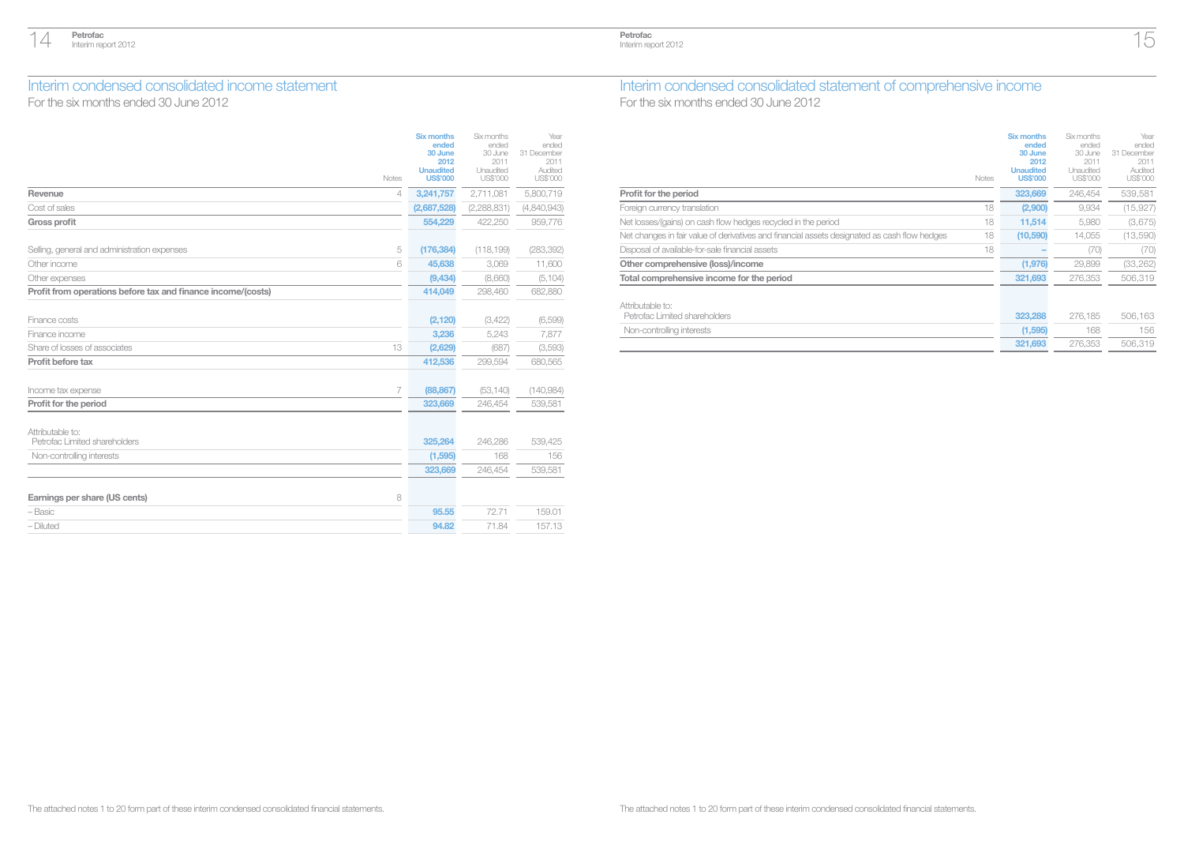## Interim condensed consolidated income statement

For the six months ended 30 June 2012

| | Notes | Six months ended 30 June 2012 Unaudited US$'000 | Six months ended 30 June 2011 Unaudited US$'000 | Year ended 31 December 2011 Audited US$'000 |
|---|---|---|---|---|
| **Revenue** | 4 | **3,241,757** | 2,711,081 | 5,800,719 |
| Cost of sales | | **(2,687,528)** | (2,288,831) | (4,840,943) |
| **Gross profit** | | **554,229** | 422,250 | 959,776 |
| | | | | |
| Selling, general and administration expenses | 5 | **(176,384)** | (118,199) | (283,392) |
| Other income | 6 | **45,638** | 3,069 | 11,600 |
| Other expenses | | **(9,434)** | (8,660) | (5,104) |
| **Profit from operations before tax and finance income/(costs)** | | **414,049** | 298,460 | 682,880 |
| | | | | |
| Finance costs | | **(2,120)** | (3,422) | (6,599) |
| Finance income | | **3,236** | 5,243 | 7,877 |
| Share of losses of associates | 13 | **(2,629)** | (687) | (3,593) |
| **Profit before tax** | | **412,536** | 299,594 | 680,565 |
| | | | | |
| Income tax expense | 7 | **(88,867)** | (53,140) | (140,984) |
| **Profit for the period** | | **323,669** | 246,454 | 539,581 |
| | | | | |
| Attributable to: | | | | |
| Petrofac Limited shareholders | | **325,264** | 246,286 | 539,425 |
| Non-controlling interests | | **(1,595)** | 168 | 156 |
| | | **323,669** | 246,454 | 539,581 |
| | | | | |
| **Earnings per share (US cents)** | 8 | | | |
| – Basic | | **95.55** | 72.71 | 159.01 |
| – Diluted | | **94.82** | 71.84 | 157.13 |

The attached notes 1 to 20 form part of these interim condensed consolidated financial statements.

## Interim condensed consolidated statement of comprehensive income

For the six months ended 30 June 2012

| | Notes | Six months ended 30 June 2012 Unaudited US$'000 | Six months ended 30 June 2011 Unaudited US$'000 | Year ended 31 December 2011 Audited US$'000 |
|---|---|---|---|---|
| **Profit for the period** | | **323,669** | 246,454 | 539,581 |
| Foreign currency translation | 18 | **(2,900)** | 9,934 | (15,927) |
| Net losses/(gains) on cash flow hedges recycled in the period | 18 | **11,514** | 5,980 | (3,675) |
| Net changes in fair value of derivatives and financial assets designated as cash flow hedges | 18 | **(10,590)** | 14,055 | (13,590) |
| Disposal of available-for-sale financial assets | 18 | **–** | (70) | (70) |
| **Other comprehensive (loss)/income** | | **(1,976)** | 29,899 | (33,262) |
| **Total comprehensive income for the period** | | **321,693** | 276,353 | 506,319 |
| | | | | |
| Attributable to: | | | | |
| Petrofac Limited shareholders | | **323,288** | 276,185 | 506,163 |
| Non-controlling interests | | **(1,595)** | 168 | 156 |
| | | **321,693** | 276,353 | 506,319 |

The attached notes 1 to 20 form part of these interim condensed consolidated financial statements.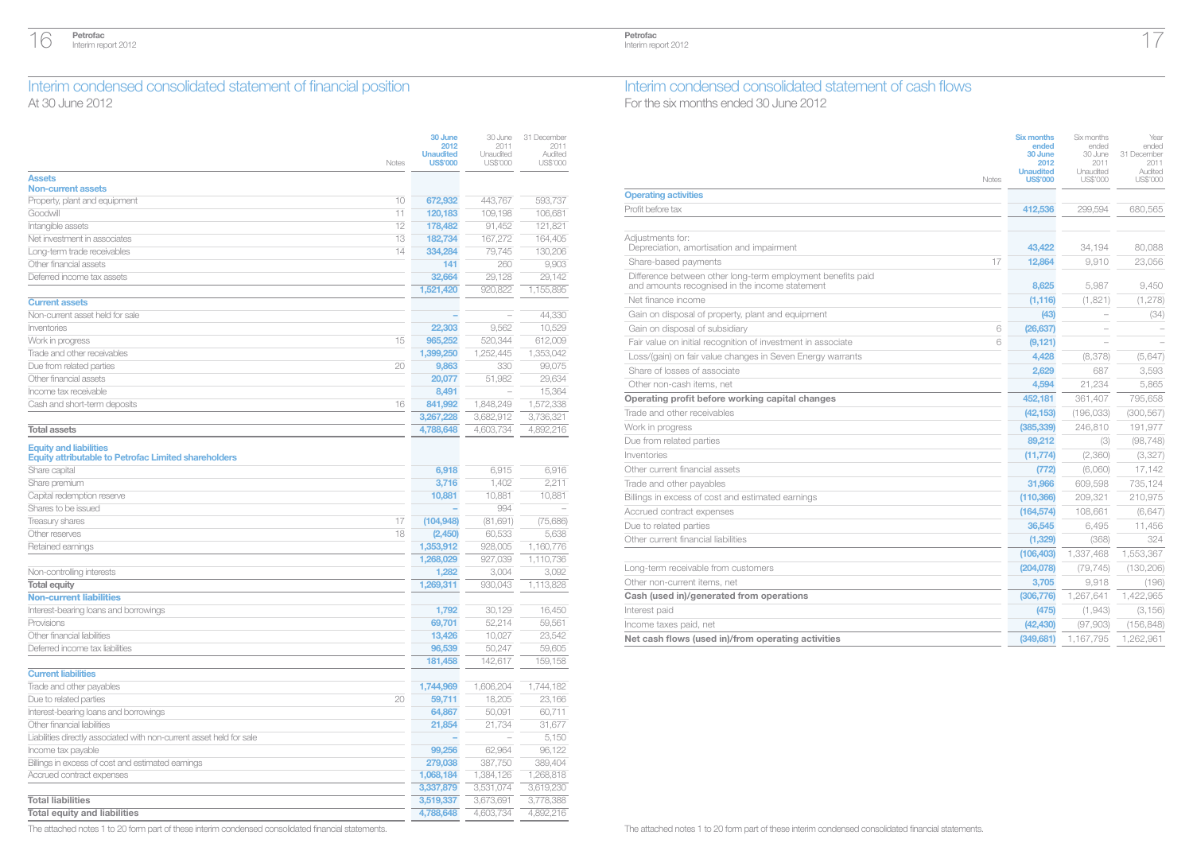# Interim condensed consolidated statement of financial position

At 30 June 2012

| | Notes | 30 June 2012 Unaudited US$'000 | 30 June 2011 Unaudited US$'000 | 31 December 2011 Audited US$'000 |
|---|---|---|---|---|
| **Assets** | | | | |
| **Non-current assets** | | | | |
| Property, plant and equipment | 10 | 672,932 | 443,767 | 593,737 |
| Goodwill | 11 | 120,183 | 109,198 | 106,681 |
| Intangible assets | 12 | 178,482 | 91,452 | 121,821 |
| Net investment in associates | 13 | 182,734 | 167,272 | 164,405 |
| Long-term trade receivables | 14 | 334,284 | 79,745 | 130,206 |
| Other financial assets | | 141 | 260 | 9,903 |
| Deferred income tax assets | | 32,664 | 29,128 | 29,142 |
| | | 1,521,420 | 920,822 | 1,155,895 |
| **Current assets** | | | | |
| Non-current asset held for sale | | – | – | 44,330 |
| Inventories | | 22,303 | 9,562 | 10,529 |
| Work in progress | 15 | 965,252 | 520,344 | 612,009 |
| Trade and other receivables | | 1,399,250 | 1,252,445 | 1,353,042 |
| Due from related parties | 20 | 9,863 | 330 | 99,075 |
| Other financial assets | | 20,077 | 51,982 | 29,634 |
| Income tax receivable | | 8,491 | – | 15,364 |
| Cash and short-term deposits | 16 | 841,992 | 1,848,249 | 1,572,338 |
| | | 3,267,228 | 3,682,912 | 3,736,321 |
| **Total assets** | | 4,788,648 | 4,603,734 | 4,892,216 |
| **Equity and liabilities** | | | | |
| **Equity attributable to Petrofac Limited shareholders** | | | | |
| Share capital | | 6,918 | 6,915 | 6,916 |
| Share premium | | 3,716 | 1,402 | 2,211 |
| Capital redemption reserve | | 10,881 | 10,881 | 10,881 |
| Shares to be issued | | – | 994 | – |
| Treasury shares | 17 | (104,948) | (81,691) | (75,686) |
| Other reserves | 18 | (2,450) | 60,533 | 5,638 |
| Retained earnings | | 1,353,912 | 928,005 | 1,160,776 |
| | | 1,268,029 | 927,039 | 1,110,736 |
| Non-controlling interests | | 1,282 | 3,004 | 3,092 |
| **Total equity** | | 1,269,311 | 930,043 | 1,113,828 |
| **Non-current liabilities** | | | | |
| Interest-bearing loans and borrowings | | 1,792 | 30,129 | 16,450 |
| Provisions | | 69,701 | 52,214 | 59,561 |
| Other financial liabilities | | 13,426 | 10,027 | 23,542 |
| Deferred income tax liabilities | | 96,539 | 50,247 | 59,605 |
| | | 181,458 | 142,617 | 159,158 |
| **Current liabilities** | | | | |
| Trade and other payables | | 1,744,969 | 1,606,204 | 1,744,182 |
| Due to related parties | 20 | 59,711 | 18,205 | 23,166 |
| Interest-bearing loans and borrowings | | 64,867 | 50,091 | 60,711 |
| Other financial liabilities | | 21,854 | 21,734 | 31,677 |
| Liabilities directly associated with non-current asset held for sale | | – | – | 5,150 |
| Income tax payable | | 99,256 | 62,964 | 96,122 |
| Billings in excess of cost and estimated earnings | | 279,038 | 387,750 | 389,404 |
| Accrued contract expenses | | 1,068,184 | 1,384,126 | 1,268,818 |
| | | 3,337,879 | 3,531,074 | 3,619,230 |
| **Total liabilities** | | 3,519,337 | 3,673,691 | 3,778,388 |
| **Total equity and liabilities** | | 4,788,648 | 4,603,734 | 4,892,216 |

The attached notes 1 to 20 form part of these interim condensed consolidated financial statements.

# Interim condensed consolidated statement of cash flows

For the six months ended 30 June 2012

| | Notes | Six months ended 30 June 2012 Unaudited US$'000 | Six months ended 30 June 2011 Unaudited US$'000 | Year ended 31 December 2011 Audited US$'000 |
|---|---|---|---|---|
| **Operating activities** | | | | |
| Profit before tax | | 412,536 | 299,594 | 680,565 |
| Adjustments for: | | | | |
| Depreciation, amortisation and impairment | | 43,422 | 34,194 | 80,088 |
| Share-based payments | 17 | 12,864 | 9,910 | 23,056 |
| Difference between other long-term employment benefits paid and amounts recognised in the income statement | | 8,625 | 5,987 | 9,450 |
| Net finance income | | (1,116) | (1,821) | (1,278) |
| Gain on disposal of property, plant and equipment | | (43) | – | (34) |
| Gain on disposal of subsidiary | 6 | (26,637) | – | – |
| Fair value on initial recognition of investment in associate | 6 | (9,121) | – | – |
| Loss/(gain) on fair value changes in Seven Energy warrants | | 4,428 | (8,378) | (5,647) |
| Share of losses of associate | | 2,629 | 687 | 3,593 |
| Other non-cash items, net | | 4,594 | 21,234 | 5,865 |
| **Operating profit before working capital changes** | | 452,181 | 361,407 | 795,658 |
| Trade and other receivables | | (42,153) | (196,033) | (300,567) |
| Work in progress | | (385,339) | 246,810 | 191,977 |
| Due from related parties | | 89,212 | (3) | (98,748) |
| Inventories | | (11,774) | (2,360) | (3,327) |
| Other current financial assets | | (772) | (6,060) | 17,142 |
| Trade and other payables | | 31,966 | 609,598 | 735,124 |
| Billings in excess of cost and estimated earnings | | (110,366) | 209,321 | 210,975 |
| Accrued contract expenses | | (164,574) | 108,661 | (6,647) |
| Due to related parties | | 36,545 | 6,495 | 11,456 |
| Other current financial liabilities | | (1,329) | (368) | 324 |
| | | (106,403) | 1,337,468 | 1,553,367 |
| Long-term receivable from customers | | (204,078) | (79,745) | (130,206) |
| Other non-current items, net | | 3,705 | 9,918 | (196) |
| **Cash (used in)/generated from operations** | | (306,776) | 1,267,641 | 1,422,965 |
| Interest paid | | (475) | (1,943) | (3,156) |
| Income taxes paid, net | | (42,430) | (97,903) | (156,848) |
| **Net cash flows (used in)/from operating activities** | | (349,681) | 1,167,795 | 1,262,961 |

The attached notes 1 to 20 form part of these interim condensed consolidated financial statements.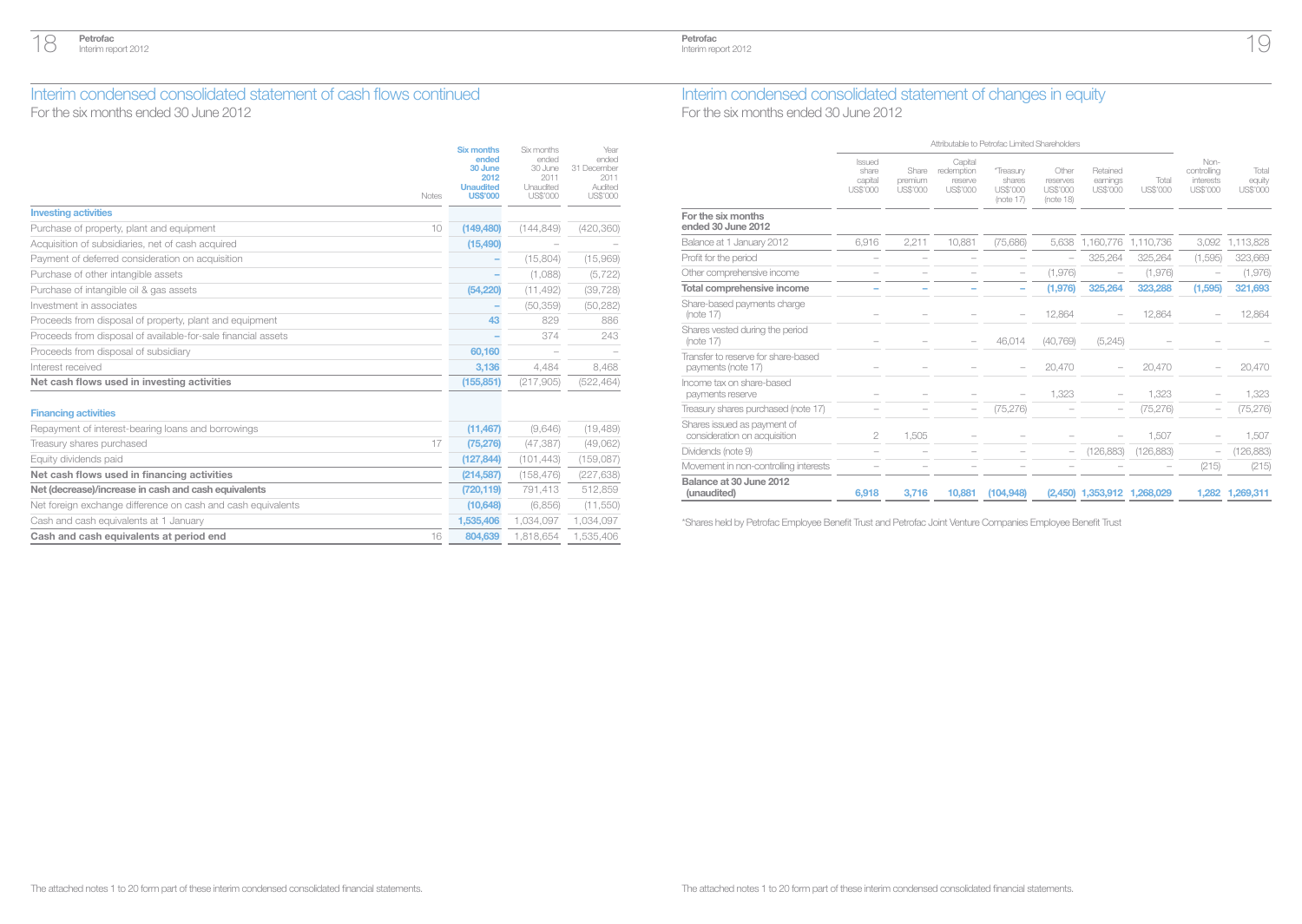# Interim condensed consolidated statement of cash flows continued

For the six months ended 30 June 2012

| | Notes | **Six months ended 30 June 2012 Unaudited US$'000** | Six months ended 30 June 2011 Unaudited US$'000 | Year ended 31 December 2011 Audited US$'000 |
|---|---|---|---|---|
| **Investing activities** | | | | |
| Purchase of property, plant and equipment | 10 | **(149,480)** | (144,849) | (420,360) |
| Acquisition of subsidiaries, net of cash acquired | | **(15,490)** | – | – |
| Payment of deferred consideration on acquisition | | **–** | (15,804) | (15,969) |
| Purchase of other intangible assets | | **–** | (1,088) | (5,722) |
| Purchase of intangible oil & gas assets | | **(54,220)** | (11,492) | (39,728) |
| Investment in associates | | **–** | (50,359) | (50,282) |
| Proceeds from disposal of property, plant and equipment | | **43** | 829 | 886 |
| Proceeds from disposal of available-for-sale financial assets | | **–** | 374 | 243 |
| Proceeds from disposal of subsidiary | | **60,160** | – | – |
| Interest received | | **3,136** | 4,484 | 8,468 |
| **Net cash flows used in investing activities** | | **(155,851)** | (217,905) | (522,464) |
| **Financing activities** | | | | |
| Repayment of interest-bearing loans and borrowings | | **(11,467)** | (9,646) | (19,489) |
| Treasury shares purchased | 17 | **(75,276)** | (47,387) | (49,062) |
| Equity dividends paid | | **(127,844)** | (101,443) | (159,087) |
| **Net cash flows used in financing activities** | | **(214,587)** | (158,476) | (227,638) |
| **Net (decrease)/increase in cash and cash equivalents** | | **(720,119)** | 791,413 | 512,859 |
| Net foreign exchange difference on cash and cash equivalents | | **(10,648)** | (6,856) | (11,550) |
| Cash and cash equivalents at 1 January | | **1,535,406** | 1,034,097 | 1,034,097 |
| **Cash and cash equivalents at period end** | 16 | **804,639** | 1,818,654 | 1,535,406 |

The attached notes 1 to 20 form part of these interim condensed consolidated financial statements.

# Interim condensed consolidated statement of changes in equity

For the six months ended 30 June 2012

| | Attributable to Petrofac Limited Shareholders | | | | | | | | |
|---|---|---|---|---|---|---|---|---|---|
| | Issued share capital US$'000 | Share premium US$'000 | Capital redemption reserve US$'000 | *Treasury shares US$'000 (note 17) | Other reserves US$'000 (note 18) | Retained earnings US$'000 | Total US$'000 | Non-controlling interests US$'000 | Total equity US$'000 |
| **For the six months ended 30 June 2012** | | | | | | | | | |
| Balance at 1 January 2012 | 6,916 | 2,211 | 10,881 | (75,686) | 5,638 | 1,160,776 | 1,110,736 | 3,092 | 1,113,828 |
| Profit for the period | – | – | – | – | – | 325,264 | 325,264 | (1,595) | 323,669 |
| Other comprehensive income | – | – | – | – | (1,976) | – | (1,976) | – | (1,976) |
| **Total comprehensive income** | **–** | **–** | **–** | **–** | **(1,976)** | **325,264** | **323,288** | **(1,595)** | **321,693** |
| Share-based payments charge (note 17) | – | – | – | – | 12,864 | – | 12,864 | – | 12,864 |
| Shares vested during the period (note 17) | – | – | – | 46,014 | (40,769) | (5,245) | – | – | – |
| Transfer to reserve for share-based payments (note 17) | – | – | – | – | 20,470 | – | 20,470 | – | 20,470 |
| Income tax on share-based payments reserve | – | – | – | – | 1,323 | – | 1,323 | – | 1,323 |
| Treasury shares purchased (note 17) | – | – | – | (75,276) | – | – | (75,276) | – | (75,276) |
| Shares issued as payment of consideration on acquisition | 2 | 1,505 | – | – | – | – | 1,507 | – | 1,507 |
| Dividends (note 9) | – | – | – | – | – | (126,883) | (126,883) | – | (126,883) |
| Movement in non-controlling interests | – | – | – | – | – | – | – | (215) | (215) |
| **Balance at 30 June 2012 (unaudited)** | **6,918** | **3,716** | **10,881** | **(104,948)** | **(2,450)** | **1,353,912** | **1,268,029** | **1,282** | **1,269,311** |

*Shares held by Petrofac Employee Benefit Trust and Petrofac Joint Venture Companies Employee Benefit Trust

The attached notes 1 to 20 form part of these interim condensed consolidated financial statements.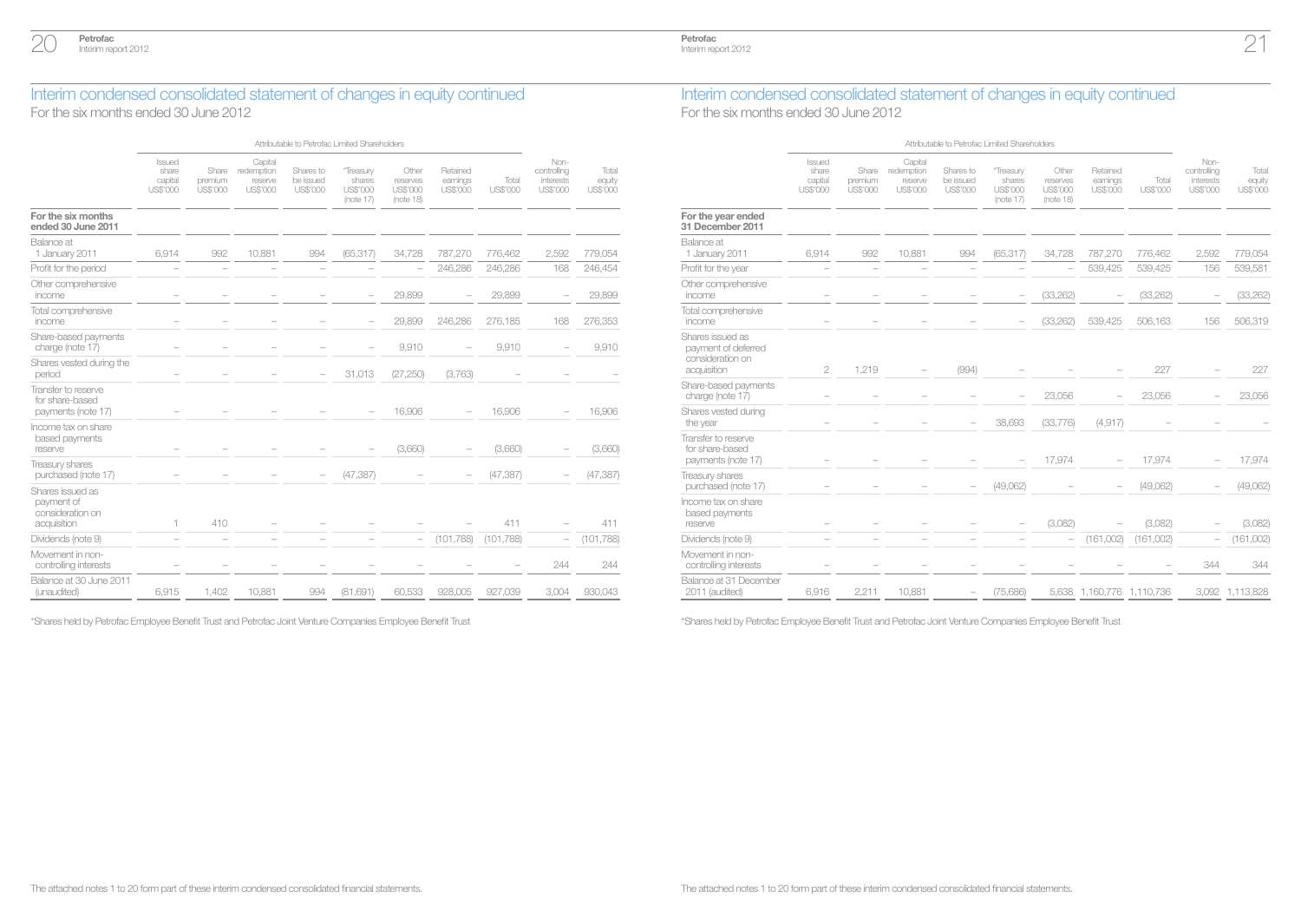## Interim condensed consolidated statement of changes in equity continued

For the six months ended 30 June 2012

| | Attributable to Petrofac Limited Shareholders | | | | | | | | | |
|---|---|---|---|---|---|---|---|---|---|---|
| | Issued share capital US$'000 | Share premium US$'000 | Capital redemption reserve US$'000 | Shares to be issued US$'000 | *Treasury shares US$'000 (note 17) | Other reserves US$'000 (note 18) | Retained earnings US$'000 | Total US$'000 | Non-controlling interests US$'000 | Total equity US$'000 |
| **For the six months ended 30 June 2011** | | | | | | | | | | |
| Balance at 1 January 2011 | 6,914 | 992 | 10,881 | 994 | (65,317) | 34,728 | 787,270 | 776,462 | 2,592 | 779,054 |
| Profit for the period | – | – | – | – | – | – | 246,286 | 246,286 | 168 | 246,454 |
| Other comprehensive income | – | – | – | – | – | 29,899 | – | 29,899 | – | 29,899 |
| Total comprehensive income | – | – | – | – | – | 29,899 | 246,286 | 276,185 | 168 | 276,353 |
| Share-based payments charge (note 17) | – | – | – | – | – | 9,910 | – | 9,910 | – | 9,910 |
| Shares vested during the period | – | – | – | – | 31,013 | (27,250) | (3,763) | – | – | – |
| Transfer to reserve for share-based payments (note 17) | – | – | – | – | – | 16,906 | – | 16,906 | – | 16,906 |
| Income tax on share based payments reserve | – | – | – | – | – | (3,660) | – | (3,660) | – | (3,660) |
| Treasury shares purchased (note 17) | – | – | – | – | (47,387) | – | – | (47,387) | – | (47,387) |
| Shares issued as payment of consideration on acquisition | 1 | 410 | – | – | – | – | – | 411 | – | 411 |
| Dividends (note 9) | – | – | – | – | – | – | (101,788) | (101,788) | – | (101,788) |
| Movement in non-controlling interests | – | – | – | – | – | – | – | – | 244 | 244 |
| Balance at 30 June 2011 (unaudited) | 6,915 | 1,402 | 10,881 | 994 | (81,691) | 60,533 | 928,005 | 927,039 | 3,004 | 930,043 |

*Shares held by Petrofac Employee Benefit Trust and Petrofac Joint Venture Companies Employee Benefit Trust

The attached notes 1 to 20 form part of these interim condensed consolidated financial statements.

## Interim condensed consolidated statement of changes in equity continued

For the six months ended 30 June 2012

| | Attributable to Petrofac Limited Shareholders | | | | | | | | | |
|---|---|---|---|---|---|---|---|---|---|---|
| | Issued share capital US$'000 | Share premium US$'000 | Capital redemption reserve US$'000 | Shares to be issued US$'000 | *Treasury shares US$'000 (note 17) | Other reserves US$'000 (note 18) | Retained earnings US$'000 | Total US$'000 | Non-controlling interests US$'000 | Total equity US$'000 |
| **For the year ended 31 December 2011** | | | | | | | | | | |
| Balance at 1 January 2011 | 6,914 | 992 | 10,881 | 994 | (65,317) | 34,728 | 787,270 | 776,462 | 2,592 | 779,054 |
| Profit for the year | – | – | – | – | – | – | 539,425 | 539,425 | 156 | 539,581 |
| Other comprehensive income | – | – | – | – | – | (33,262) | – | (33,262) | – | (33,262) |
| Total comprehensive income | – | – | – | – | – | (33,262) | 539,425 | 506,163 | 156 | 506,319 |
| Shares issued as payment of deferred consideration on acquisition | 2 | 1,219 | – | (994) | – | – | – | 227 | – | 227 |
| Share-based payments charge (note 17) | – | – | – | – | – | 23,056 | – | 23,056 | – | 23,056 |
| Shares vested during the year | – | – | – | – | 38,693 | (33,776) | (4,917) | – | – | – |
| Transfer to reserve for share-based payments (note 17) | – | – | – | – | – | 17,974 | – | 17,974 | – | 17,974 |
| Treasury shares purchased (note 17) | – | – | – | – | (49,062) | – | – | (49,062) | – | (49,062) |
| Income tax on share based payments reserve | – | – | – | – | – | (3,082) | – | (3,082) | – | (3,082) |
| Dividends (note 9) | – | – | – | – | – | – | (161,002) | (161,002) | – | (161,002) |
| Movement in non-controlling interests | – | – | – | – | – | – | – | – | 344 | 344 |
| Balance at 31 December 2011 (audited) | 6,916 | 2,211 | 10,881 | – | (75,686) | 5,638 | 1,160,776 | 1,110,736 | 3,092 | 1,113,828 |

*Shares held by Petrofac Employee Benefit Trust and Petrofac Joint Venture Companies Employee Benefit Trust

The attached notes 1 to 20 form part of these interim condensed consolidated financial statements.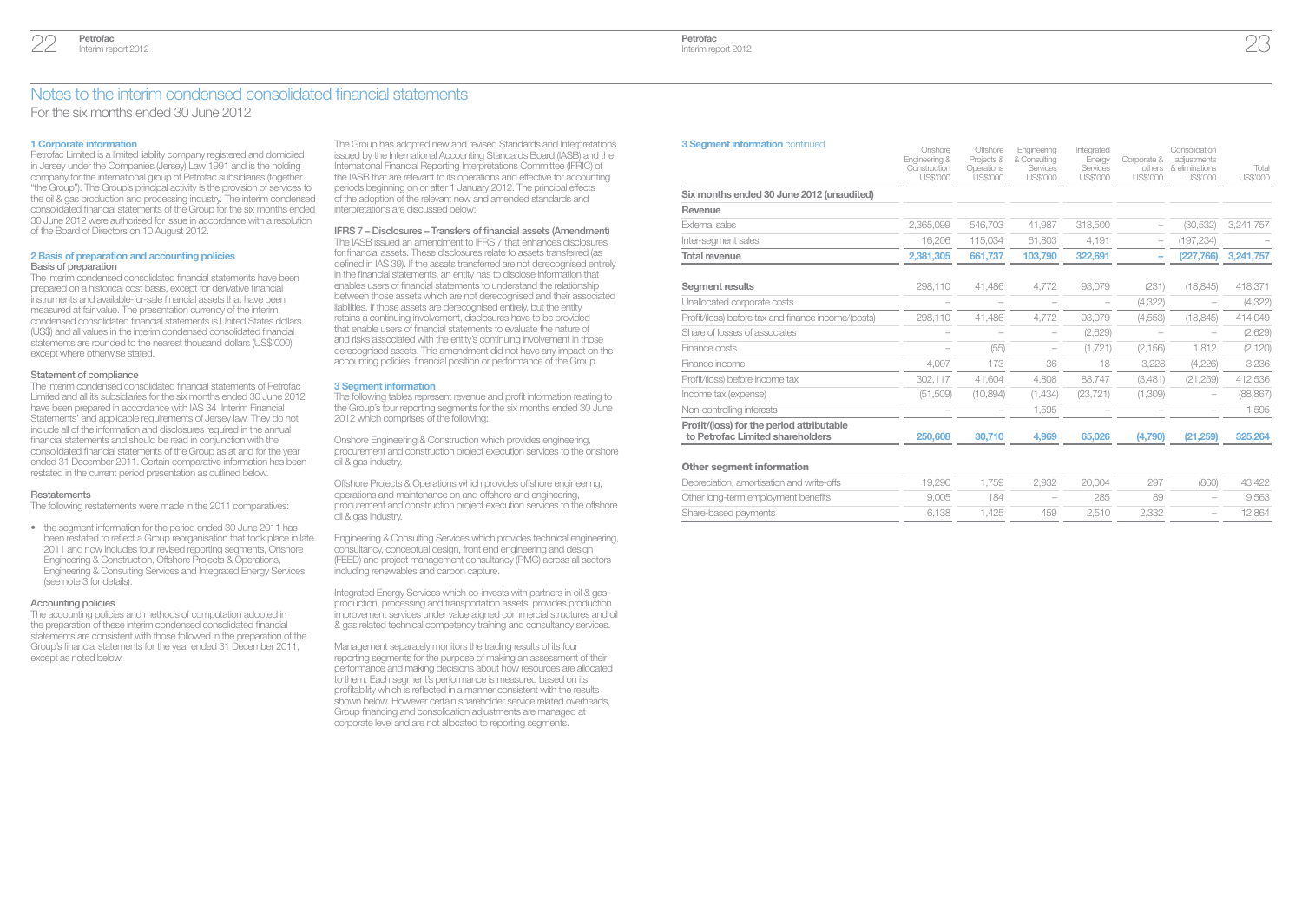# Notes to the interim condensed consolidated financial statements

For the six months ended 30 June 2012

## 1 Corporate information

Petrofac Limited is a limited liability company registered and domiciled in Jersey under the Companies (Jersey) Law 1991 and is the holding company for the international group of Petrofac subsidiaries (together "the Group"). The Group's principal activity is the provision of services to the oil & gas production and processing industry. The interim condensed consolidated financial statements of the Group for the six months ended 30 June 2012 were authorised for issue in accordance with a resolution of the Board of Directors on 10 August 2012.

## 2 Basis of preparation and accounting policies

### Basis of preparation

The interim condensed consolidated financial statements have been prepared on a historical cost basis, except for derivative financial instruments and available-for-sale financial assets that have been measured at fair value. The presentation currency of the interim condensed consolidated financial statements is United States dollars (US$) and all values in the interim condensed consolidated financial statements are rounded to the nearest thousand dollars (US$'000) except where otherwise stated.

### Statement of compliance

The interim condensed consolidated financial statements of Petrofac Limited and all its subsidiaries for the six months ended 30 June 2012 have been prepared in accordance with IAS 34 'Interim Financial Statements' and applicable requirements of Jersey law. They do not include all of the information and disclosures required in the annual financial statements and should be read in conjunction with the consolidated financial statements of the Group as at and for the year ended 31 December 2011. Certain comparative information has been restated in the current period presentation as outlined below.

### Restatements

The following restatements were made in the 2011 comparatives:

- the segment information for the period ended 30 June 2011 has been restated to reflect a Group reorganisation that took place in late 2011 and now includes four revised reporting segments, Onshore Engineering & Construction, Offshore Projects & Operations, Engineering & Consulting Services and Integrated Energy Services (see note 3 for details).

### Accounting policies

The accounting policies and methods of computation adopted in the preparation of these interim condensed consolidated financial statements are consistent with those followed in the preparation of the Group's financial statements for the year ended 31 December 2011, except as noted below.

The Group has adopted new and revised Standards and Interpretations issued by the International Accounting Standards Board (IASB) and the International Financial Reporting Interpretations Committee (IFRIC) of the IASB that are relevant to its operations and effective for accounting periods beginning on or after 1 January 2012. The principal effects of the adoption of the relevant new and amended standards and interpretations are discussed below:

**IFRS 7 – Disclosures – Transfers of financial assets (Amendment)**

The IASB issued an amendment to IFRS 7 that enhances disclosures for financial assets. These disclosures relate to assets transferred (as defined in IAS 39). If the assets transferred are not derecognised entirely in the financial statements, an entity has to disclose information that enables users of financial statements to understand the relationship between those assets which are not derecognised and their associated liabilities. If those assets are derecognised entirely, but the entity retains a continuing involvement, disclosures have to be provided that enable users of financial statements to evaluate the nature of and risks associated with the entity's continuing involvement in those derecognised assets. This amendment did not have any impact on the accounting policies, financial position or performance of the Group.

## 3 Segment information

The following tables represent revenue and profit information relating to the Group's four reporting segments for the six months ended 30 June 2012 which comprises of the following:

Onshore Engineering & Construction which provides engineering, procurement and construction project execution services to the onshore oil & gas industry.

Offshore Projects & Operations which provides offshore engineering, operations and maintenance on and offshore and engineering, procurement and construction project execution services to the offshore oil & gas industry.

Engineering & Consulting Services which provides technical engineering, consultancy, conceptual design, front end engineering and design (FEED) and project management consultancy (PMC) across all sectors including renewables and carbon capture.

Integrated Energy Services which co-invests with partners in oil & gas production, processing and transportation assets, provides production improvement services under value aligned commercial structures and oil & gas related technical competency training and consultancy services.

Management separately monitors the trading results of its four reporting segments for the purpose of making an assessment of their performance and making decisions about how resources are allocated to them. Each segment's performance is measured based on its profitability which is reflected in a manner consistent with the results shown below. However certain shareholder service related overheads, Group financing and consolidation adjustments are managed at corporate level and are not allocated to reporting segments.

## 3 Segment information continued

| | Onshore Engineering & Construction US$'000 | Offshore Projects & Operations US$'000 | Engineering & Consulting Services US$'000 | Integrated Energy Services US$'000 | Corporate & others US$'000 | Consolidation adjustments & eliminations US$'000 | Total US$'000 |
|---|---|---|---|---|---|---|---|
| **Six months ended 30 June 2012 (unaudited)** | | | | | | | |
| **Revenue** | | | | | | | |
| External sales | 2,365,099 | 546,703 | 41,987 | 318,500 | – | (30,532) | 3,241,757 |
| Inter-segment sales | 16,206 | 115,034 | 61,803 | 4,191 | – | (197,234) | – |
| **Total revenue** | **2,381,305** | **661,737** | **103,790** | **322,691** | **–** | **(227,766)** | **3,241,757** |
| | | | | | | | |
| **Segment results** | 298,110 | 41,486 | 4,772 | 93,079 | (231) | (18,845) | 418,371 |
| Unallocated corporate costs | – | – | – | – | (4,322) | – | (4,322) |
| Profit/(loss) before tax and finance income/(costs) | 298,110 | 41,486 | 4,772 | 93,079 | (4,553) | (18,845) | 414,049 |
| Share of losses of associates | – | – | – | (2,629) | – | – | (2,629) |
| Finance costs | – | (55) | – | (1,721) | (2,156) | 1,812 | (2,120) |
| Finance income | 4,007 | 173 | 36 | 18 | 3,228 | (4,226) | 3,236 |
| Profit/(loss) before income tax | 302,117 | 41,604 | 4,808 | 88,747 | (3,481) | (21,259) | 412,536 |
| Income tax (expense) | (51,509) | (10,894) | (1,434) | (23,721) | (1,309) | – | (88,867) |
| Non-controlling interests | – | – | 1,595 | – | – | – | 1,595 |
| **Profit/(loss) for the period attributable to Petrofac Limited shareholders** | **250,608** | **30,710** | **4,969** | **65,026** | **(4,790)** | **(21,259)** | **325,264** |
| | | | | | | | |
| **Other segment information** | | | | | | | |
| Depreciation, amortisation and write-offs | 19,290 | 1,759 | 2,932 | 20,004 | 297 | (860) | 43,422 |
| Other long-term employment benefits | 9,005 | 184 | – | 285 | 89 | – | 9,563 |
| Share-based payments | 6,138 | 1,425 | 459 | 2,510 | 2,332 | – | 12,864 |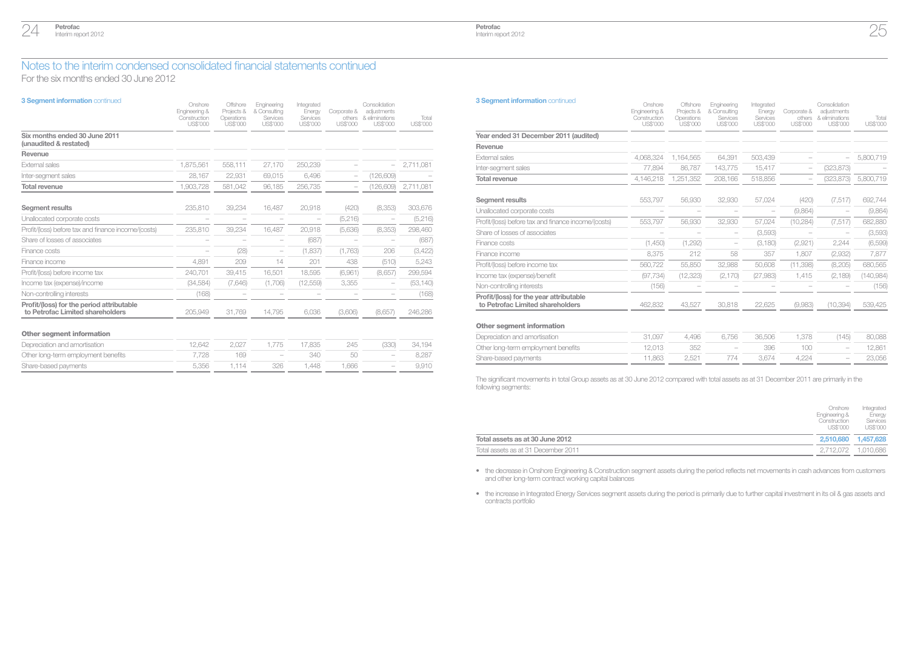## Notes to the interim condensed consolidated financial statements continued

For the six months ended 30 June 2012

### 3 Segment information continued

| | Onshore Engineering & Construction US$'000 | Offshore Projects & Operations US$'000 | Engineering & Consulting Services US$'000 | Integrated Energy Services US$'000 | Corporate & others US$'000 | Consolidation adjustments & eliminations US$'000 | Total US$'000 |
|---|---|---|---|---|---|---|---|
| **Six months ended 30 June 2011 (unaudited & restated)** | | | | | | | |
| **Revenue** | | | | | | | |
| External sales | 1,875,561 | 558,111 | 27,170 | 250,239 | – | – | 2,711,081 |
| Inter-segment sales | 28,167 | 22,931 | 69,015 | 6,496 | – | (126,609) | – |
| **Total revenue** | 1,903,728 | 581,042 | 96,185 | 256,735 | – | (126,609) | 2,711,081 |
| | | | | | | | |
| **Segment results** | 235,810 | 39,234 | 16,487 | 20,918 | (420) | (8,353) | 303,676 |
| Unallocated corporate costs | – | – | – | – | (5,216) | – | (5,216) |
| Profit/(loss) before tax and finance income/(costs) | 235,810 | 39,234 | 16,487 | 20,918 | (5,636) | (8,353) | 298,460 |
| Share of losses of associates | – | – | – | (687) | – | – | (687) |
| Finance costs | – | (28) | – | (1,837) | (1,763) | 206 | (3,422) |
| Finance income | 4,891 | 209 | 14 | 201 | 438 | (510) | 5,243 |
| Profit/(loss) before income tax | 240,701 | 39,415 | 16,501 | 18,595 | (6,961) | (8,657) | 299,594 |
| Income tax (expense)/income | (34,584) | (7,646) | (1,706) | (12,559) | 3,355 | – | (53,140) |
| Non-controlling interests | (168) | – | – | – | – | – | (168) |
| **Profit/(loss) for the period attributable to Petrofac Limited shareholders** | 205,949 | 31,769 | 14,795 | 6,036 | (3,606) | (8,657) | 246,286 |
| | | | | | | | |
| **Other segment information** | | | | | | | |
| Depreciation and amortisation | 12,642 | 2,027 | 1,775 | 17,835 | 245 | (330) | 34,194 |
| Other long-term employment benefits | 7,728 | 169 | – | 340 | 50 | – | 8,287 |
| Share-based payments | 5,356 | 1,114 | 326 | 1,448 | 1,666 | – | 9,910 |

### 3 Segment information continued

| | Onshore Engineering & Construction US$'000 | Offshore Projects & Operations US$'000 | Engineering & Consulting Services US$'000 | Integrated Energy Services US$'000 | Corporate & others US$'000 | Consolidation adjustments & eliminations US$'000 | Total US$'000 |
|---|---|---|---|---|---|---|---|
| **Year ended 31 December 2011 (audited)** | | | | | | | |
| **Revenue** | | | | | | | |
| External sales | 4,068,324 | 1,164,565 | 64,391 | 503,439 | – | – | 5,800,719 |
| Inter-segment sales | 77,894 | 86,787 | 143,775 | 15,417 | – | (323,873) | – |
| **Total revenue** | 4,146,218 | 1,251,352 | 208,166 | 518,856 | – | (323,873) | 5,800,719 |
| | | | | | | | |
| **Segment results** | 553,797 | 56,930 | 32,930 | 57,024 | (420) | (7,517) | 692,744 |
| Unallocated corporate costs | – | – | – | – | (9,864) | – | (9,864) |
| Profit/(loss) before tax and finance income/(costs) | 553,797 | 56,930 | 32,930 | 57,024 | (10,284) | (7,517) | 682,880 |
| Share of losses of associates | – | – | – | (3,593) | – | – | (3,593) |
| Finance costs | (1,450) | (1,292) | – | (3,180) | (2,921) | 2,244 | (6,599) |
| Finance income | 8,375 | 212 | 58 | 357 | 1,807 | (2,932) | 7,877 |
| Profit/(loss) before income tax | 560,722 | 55,850 | 32,988 | 50,608 | (11,398) | (8,205) | 680,565 |
| Income tax (expense)/benefit | (97,734) | (12,323) | (2,170) | (27,983) | 1,415 | (2,189) | (140,984) |
| Non-controlling interests | (156) | – | – | – | – | – | (156) |
| **Profit/(loss) for the year attributable to Petrofac Limited shareholders** | 462,832 | 43,527 | 30,818 | 22,625 | (9,983) | (10,394) | 539,425 |
| | | | | | | | |
| **Other segment information** | | | | | | | |
| Depreciation and amortisation | 31,097 | 4,496 | 6,756 | 36,506 | 1,378 | (145) | 80,088 |
| Other long-term employment benefits | 12,013 | 352 | – | 396 | 100 | – | 12,861 |
| Share-based payments | 11,863 | 2,521 | 774 | 3,674 | 4,224 | – | 23,056 |

The significant movements in total Group assets as at 30 June 2012 compared with total assets as at 31 December 2011 are primarily in the following segments:

| | Onshore Engineering & Construction US$'000 | Integrated Energy Services US$'000 |
|---|---|---|
| **Total assets as at 30 June 2012** | **2,510,680** | **1,457,628** |
| Total assets as at 31 December 2011 | 2,712,072 | 1,010,686 |

- the decrease in Onshore Engineering & Construction segment assets during the period reflects net movements in cash advances from customers and other long-term contract working capital balances
- the increase in Integrated Energy Services segment assets during the period is primarily due to further capital investment in its oil & gas assets and contracts portfolio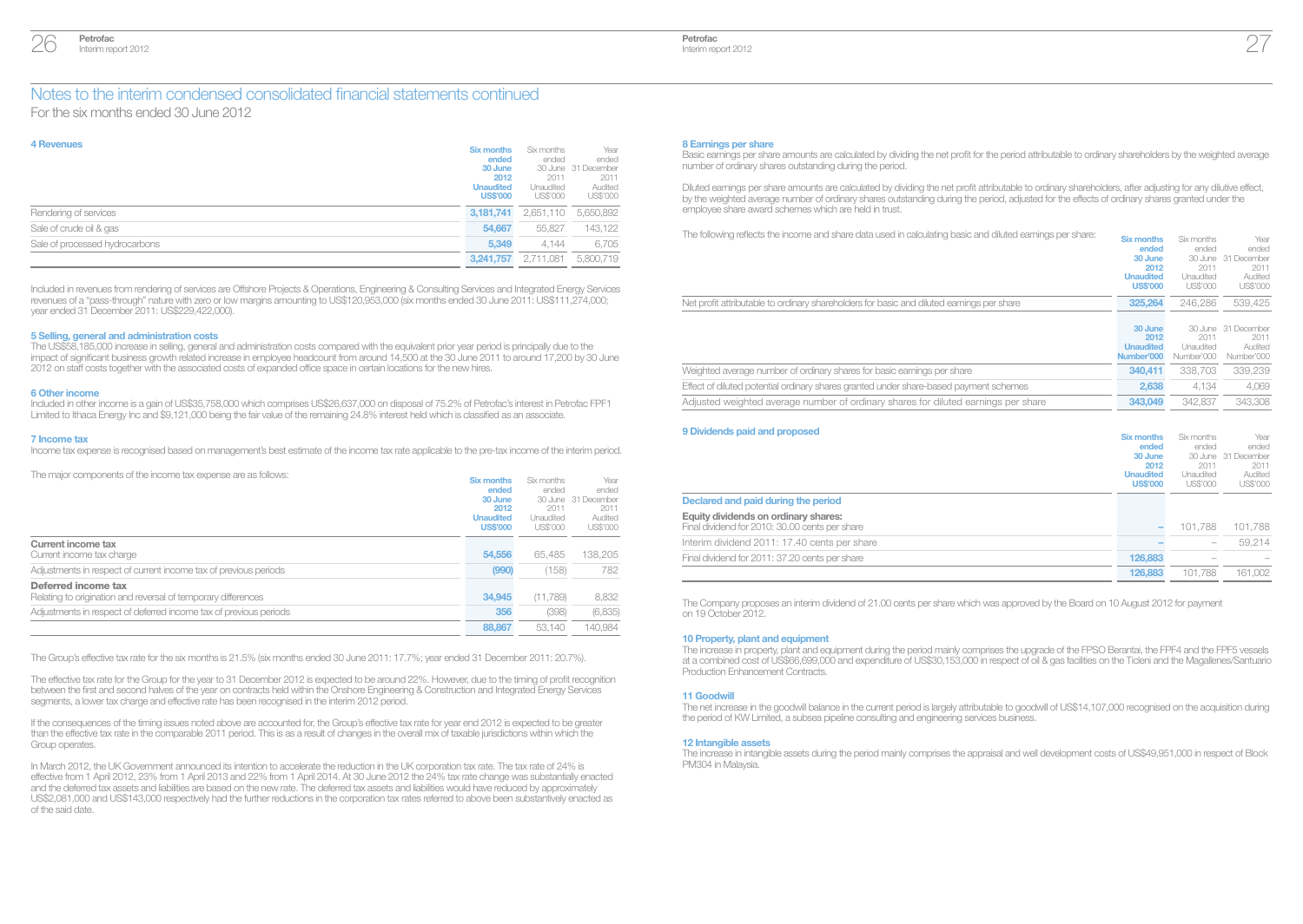# Notes to the interim condensed consolidated financial statements continued

For the six months ended 30 June 2012

### 4 Revenues

| | Six months ended 30 June 2012 Unaudited US$'000 | Six months ended 30 June 2011 Unaudited US$'000 | Year ended 31 December 2011 Audited US$'000 |
|---|---|---|---|
| Rendering of services | **3,181,741** | 2,651,110 | 5,650,892 |
| Sale of crude oil & gas | **54,667** | 55,827 | 143,122 |
| Sale of processed hydrocarbons | **5,349** | 4,144 | 6,705 |
| | **3,241,757** | 2,711,081 | 5,800,719 |

Included in revenues from rendering of services are Offshore Projects & Operations, Engineering & Consulting Services and Integrated Energy Services revenues of a "pass-through" nature with zero or low margins amounting to US$120,953,000 (six months ended 30 June 2011: US$111,274,000; year ended 31 December 2011: US$229,422,000).

### 5 Selling, general and administration costs

The US$58,185,000 increase in selling, general and administration costs compared with the equivalent prior year period is principally due to the impact of significant business growth related increase in employee headcount from around 14,500 at the 30 June 2011 to around 17,200 by 30 June 2012 on staff costs together with the associated costs of expanded office space in certain locations for the new hires.

### 6 Other income

Included in other income is a gain of US$35,758,000 which comprises US$26,637,000 on disposal of 75.2% of Petrofac's interest in Petrofac FPF1 Limited to Ithaca Energy Inc and $9,121,000 being the fair value of the remaining 24.8% interest held which is classified as an associate.

### 7 Income tax

Income tax expense is recognised based on management's best estimate of the income tax rate applicable to the pre-tax income of the interim period.

The major components of the income tax expense are as follows:

| | Six months ended 30 June 2012 Unaudited US$'000 | Six months ended 30 June 2011 Unaudited US$'000 | Year ended 31 December 2011 Audited US$'000 |
|---|---|---|---|
| **Current income tax** | | | |
| Current income tax charge | **54,556** | 65,485 | 138,205 |
| Adjustments in respect of current income tax of previous periods | **(990)** | (158) | 782 |
| **Deferred income tax** | | | |
| Relating to origination and reversal of temporary differences | **34,945** | (11,789) | 8,832 |
| Adjustments in respect of deferred income tax of previous periods | **356** | (398) | (6,835) |
| | **88,867** | 53,140 | 140,984 |

The Group's effective tax rate for the six months is 21.5% (six months ended 30 June 2011: 17.7%; year ended 31 December 2011: 20.7%).

The effective tax rate for the Group for the year to 31 December 2012 is expected to be around 22%. However, due to the timing of profit recognition between the first and second halves of the year on contracts held within the Onshore Engineering & Construction and Integrated Energy Services segments, a lower tax charge and effective rate has been recognised in the interim 2012 period.

If the consequences of the timing issues noted above are accounted for, the Group's effective tax rate for year end 2012 is expected to be greater than the effective tax rate in the comparable 2011 period. This is as a result of changes in the overall mix of taxable jurisdictions within which the Group operates.

In March 2012, the UK Government announced its intention to accelerate the reduction in the UK corporation tax rate. The tax rate of 24% is effective from 1 April 2012, 23% from 1 April 2013 and 22% from 1 April 2014. At 30 June 2012 the 24% tax rate change was substantially enacted and the deferred tax assets and liabilities are based on the new rate. The deferred tax assets and liabilities would have reduced by approximately US$2,081,000 and US$143,000 respectively had the further reductions in the corporation tax rates referred to above been substantively enacted as of the said date.

### 8 Earnings per share

Basic earnings per share amounts are calculated by dividing the net profit for the period attributable to ordinary shareholders by the weighted average number of ordinary shares outstanding during the period.

Diluted earnings per share amounts are calculated by dividing the net profit attributable to ordinary shareholders, after adjusting for any dilutive effect, by the weighted average number of ordinary shares outstanding during the period, adjusted for the effects of ordinary shares granted under the employee share award schemes which are held in trust.

The following reflects the income and share data used in calculating basic and diluted earnings per share:

| | Six months ended 30 June 2012 Unaudited US$'000 | Six months ended 30 June 2011 Unaudited US$'000 | Year ended 31 December 2011 Audited US$'000 |
|---|---|---|---|
| Net profit attributable to ordinary shareholders for basic and diluted earnings per share | **325,264** | 246,286 | 539,425 |
| | **30 June 2012 Unaudited Number'000** | 30 June 2011 Unaudited Number'000 | 31 December 2011 Audited Number'000 |
| Weighted average number of ordinary shares for basic earnings per share | **340,411** | 338,703 | 339,239 |
| Effect of diluted potential ordinary shares granted under share-based payment schemes | **2,638** | 4,134 | 4,069 |
| Adjusted weighted average number of ordinary shares for diluted earnings per share | **343,049** | 342,837 | 343,308 |

### 9 Dividends paid and proposed

| | Six months ended 30 June 2012 Unaudited US$'000 | Six months ended 30 June 2011 Unaudited US$'000 | Year ended 31 December 2011 Audited US$'000 |
|---|---|---|---|
| **Declared and paid during the period** | | | |
| **Equity dividends on ordinary shares:** | | | |
| Final dividend for 2010: 30.00 cents per share | **–** | 101,788 | 101,788 |
| Interim dividend 2011: 17.40 cents per share | **–** | – | 59,214 |
| Final dividend for 2011: 37.20 cents per share | **126,883** | – | – |
| | **126,883** | 101,788 | 161,002 |

The Company proposes an interim dividend of 21.00 cents per share which was approved by the Board on 10 August 2012 for payment on 19 October 2012.

### 10 Property, plant and equipment

The increase in property, plant and equipment during the period mainly comprises the upgrade of the FPSO Berantai, the FPF4 and the FPF5 vessels at a combined cost of US$66,699,000 and expenditure of US$30,153,000 in respect of oil & gas facilities on the Ticleni and the Magallenes/Santuario Production Enhancement Contracts.

### 11 Goodwill

The net increase in the goodwill balance in the current period is largely attributable to goodwill of US$14,107,000 recognised on the acquisition during the period of KW Limited, a subsea pipeline consulting and engineering services business.

### 12 Intangible assets

The increase in intangible assets during the period mainly comprises the appraisal and well development costs of US$49,951,000 in respect of Block PM304 in Malaysia.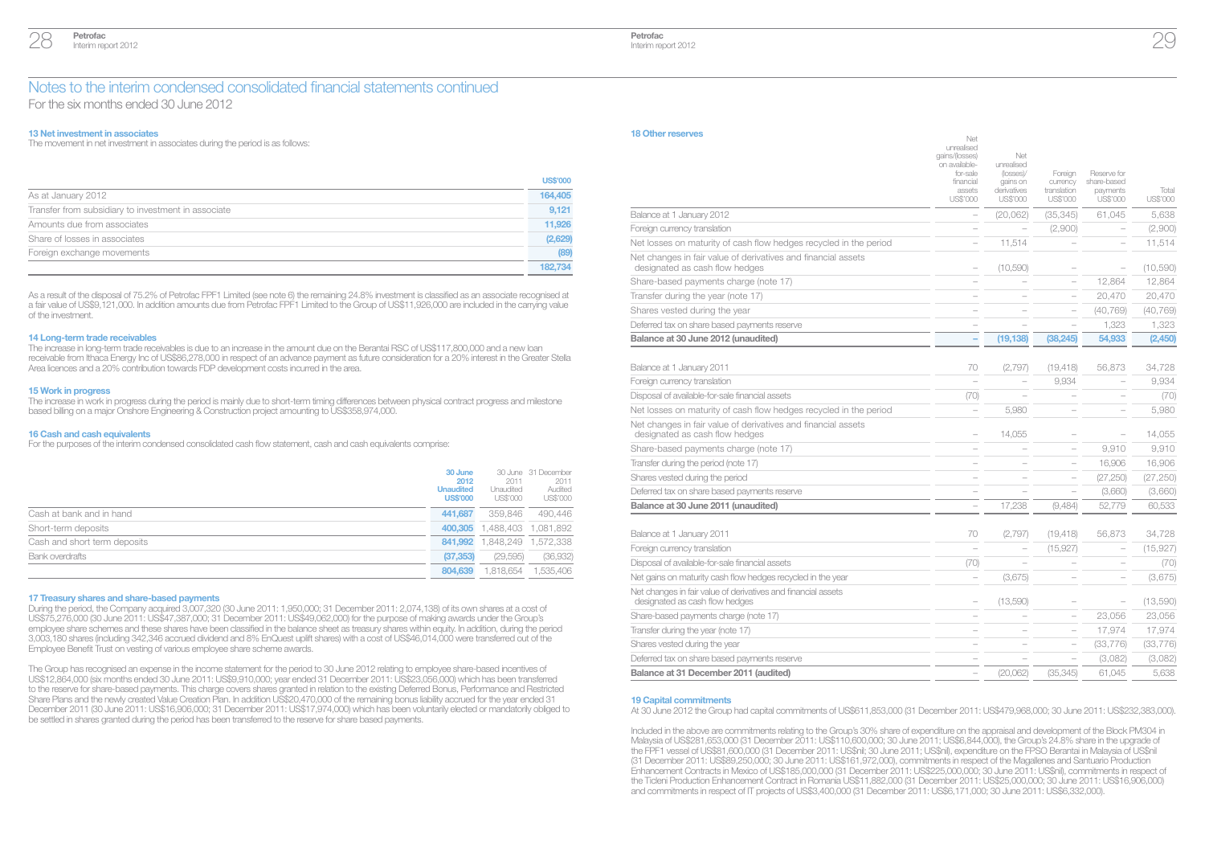# Notes to the interim condensed consolidated financial statements continued

For the six months ended 30 June 2012

### 13 Net investment in associates

The movement in net investment in associates during the period is as follows:

| | US$'000 |
|---|---|
| As at January 2012 | 164,405 |
| Transfer from subsidiary to investment in associate | 9,121 |
| Amounts due from associates | 11,926 |
| Share of losses in associates | (2,629) |
| Foreign exchange movements | (89) |
| | 182,734 |

As a result of the disposal of 75.2% of Petrofac FPF1 Limited (see note 6) the remaining 24.8% investment is classified as an associate recognised at a fair value of US$9,121,000. In addition amounts due from Petrofac FPF1 Limited to the Group of US$11,926,000 are included in the carrying value of the investment.

### 14 Long-term trade receivables

The increase in long-term trade receivables is due to an increase in the amount due on the Berantai RSC of US$117,800,000 and a new loan receivable from Ithaca Energy Inc of US$86,278,000 in respect of an advance payment as future consideration for a 20% interest in the Greater Stella Area licences and a 20% contribution towards FDP development costs incurred in the area.

### 15 Work in progress

The increase in work in progress during the period is mainly due to short-term timing differences between physical contract progress and milestone based billing on a major Onshore Engineering & Construction project amounting to US$358,974,000.

### 16 Cash and cash equivalents

For the purposes of the interim condensed consolidated cash flow statement, cash and cash equivalents comprise:

| | 30 June 2012 Unaudited US$'000 | 30 June 2011 Unaudited US$'000 | 31 December 2011 Audited US$'000 |
|---|---|---|---|
| Cash at bank and in hand | 441,687 | 359,846 | 490,446 |
| Short-term deposits | 400,305 | 1,488,403 | 1,081,892 |
| Cash and short term deposits | 841,992 | 1,848,249 | 1,572,338 |
| Bank overdrafts | (37,353) | (29,595) | (36,932) |
| | 804,639 | 1,818,654 | 1,535,406 |

### 17 Treasury shares and share-based payments

During the period, the Company acquired 3,007,320 (30 June 2011: 1,950,000; 31 December 2011: 2,074,138) of its own shares at a cost of US$75,276,000 (30 June 2011: US$47,387,000; 31 December 2011: US$49,062,000) for the purpose of making awards under the Group's employee share schemes and these shares have been classified in the balance sheet as treasury shares within equity. In addition, during the period 3,003,180 shares (including 342,346 accrued dividend and 8% EnQuest uplift shares) with a cost of US$46,014,000 were transferred out of the Employee Benefit Trust on vesting of various employee share scheme awards.

The Group has recognised an expense in the income statement for the period to 30 June 2012 relating to employee share-based incentives of US$12,864,000 (six months ended 30 June 2011: US$9,910,000; year ended 31 December 2011: US$23,056,000) which has been transferred to the reserve for share-based payments. This charge covers shares granted in relation to the existing Deferred Bonus, Performance and Restricted Share Plans and the newly created Value Creation Plan. In addition US$20,470,000 of the remaining bonus liability accrued for the year ended 31 December 2011 (30 June 2011: US$16,906,000; 31 December 2011: US$17,974,000) which has been voluntarily elected or mandatorily obliged to be settled in shares granted during the period has been transferred to the reserve for share based payments.

### 18 Other reserves

| | Net unrealised gains/(losses) on available-for-sale financial assets US$'000 | Net unrealised (losses)/gains on derivatives US$'000 | Foreign currency translation US$'000 | Reserve for share-based payments US$'000 | Total US$'000 |
|---|---|---|---|---|---|
| Balance at 1 January 2012 | – | (20,062) | (35,345) | 61,045 | 5,638 |
| Foreign currency translation | – | – | (2,900) | – | (2,900) |
| Net losses on maturity of cash flow hedges recycled in the period | – | 11,514 | – | – | 11,514 |
| Net changes in fair value of derivatives and financial assets designated as cash flow hedges | – | (10,590) | – | – | (10,590) |
| Share-based payments charge (note 17) | – | – | – | 12,864 | 12,864 |
| Transfer during the year (note 17) | – | – | – | 20,470 | 20,470 |
| Shares vested during the year | – | – | – | (40,769) | (40,769) |
| Deferred tax on share based payments reserve | – | – | – | 1,323 | 1,323 |
| **Balance at 30 June 2012 (unaudited)** | **–** | **(19,138)** | **(38,245)** | **54,933** | **(2,450)** |
| | | | | | |
| Balance at 1 January 2011 | 70 | (2,797) | (19,418) | 56,873 | 34,728 |
| Foreign currency translation | – | – | 9,934 | – | 9,934 |
| Disposal of available-for-sale financial assets | (70) | – | – | – | (70) |
| Net losses on maturity of cash flow hedges recycled in the period | – | 5,980 | – | – | 5,980 |
| Net changes in fair value of derivatives and financial assets designated as cash flow hedges | – | 14,055 | – | – | 14,055 |
| Share-based payments charge (note 17) | – | – | – | 9,910 | 9,910 |
| Transfer during the period (note 17) | – | – | – | 16,906 | 16,906 |
| Shares vested during the period | – | – | – | (27,250) | (27,250) |
| Deferred tax on share based payments reserve | – | – | – | (3,660) | (3,660) |
| **Balance at 30 June 2011 (unaudited)** | **–** | **17,238** | **(9,484)** | **52,779** | **60,533** |
| | | | | | |
| Balance at 1 January 2011 | 70 | (2,797) | (19,418) | 56,873 | 34,728 |
| Foreign currency translation | – | – | (15,927) | – | (15,927) |
| Disposal of available-for-sale financial assets | (70) | – | – | – | (70) |
| Net gains on maturity cash flow hedges recycled in the year | – | (3,675) | – | – | (3,675) |
| Net changes in fair value of derivatives and financial assets designated as cash flow hedges | – | (13,590) | – | – | (13,590) |
| Share-based payments charge (note 17) | – | – | – | 23,056 | 23,056 |
| Transfer during the year (note 17) | – | – | – | 17,974 | 17,974 |
| Shares vested during the year | – | – | – | (33,776) | (33,776) |
| Deferred tax on share based payments reserve | – | – | – | (3,082) | (3,082) |
| **Balance at 31 December 2011 (audited)** | **–** | **(20,062)** | **(35,345)** | **61,045** | **5,638** |

### 19 Capital commitments

At 30 June 2012 the Group had capital commitments of US$611,853,000 (31 December 2011: US$479,968,000; 30 June 2011: US$232,383,000).

Included in the above are commitments relating to the Group's 30% share of expenditure on the appraisal and development of the Block PM304 in Malaysia of US$281,653,000 (31 December 2011: US$110,600,000; 30 June 2011; US$6,844,000), the Group's 24.8% share in the upgrade of the FPF1 vessel of US$81,600,000 (31 December 2011: US$nil; 30 June 2011; US$nil), expenditure on the FPSO Berantai in Malaysia of US$nil (31 December 2011: US$89,250,000; 30 June 2011: US$161,972,000), commitments in respect of the Magallenes and Santuario Production Enhancement Contracts in Mexico of US$185,000,000 (31 December 2011: US$225,000,000; 30 June 2011: US$nil), commitments in respect of the Ticleni Production Enhancement Contract in Romania US$11,882,000 (31 December 2011: US$25,000,000; 30 June 2011: US$16,906,000) and commitments in respect of IT projects of US$3,400,000 (31 December 2011: US$6,171,000; 30 June 2011: US$6,332,000).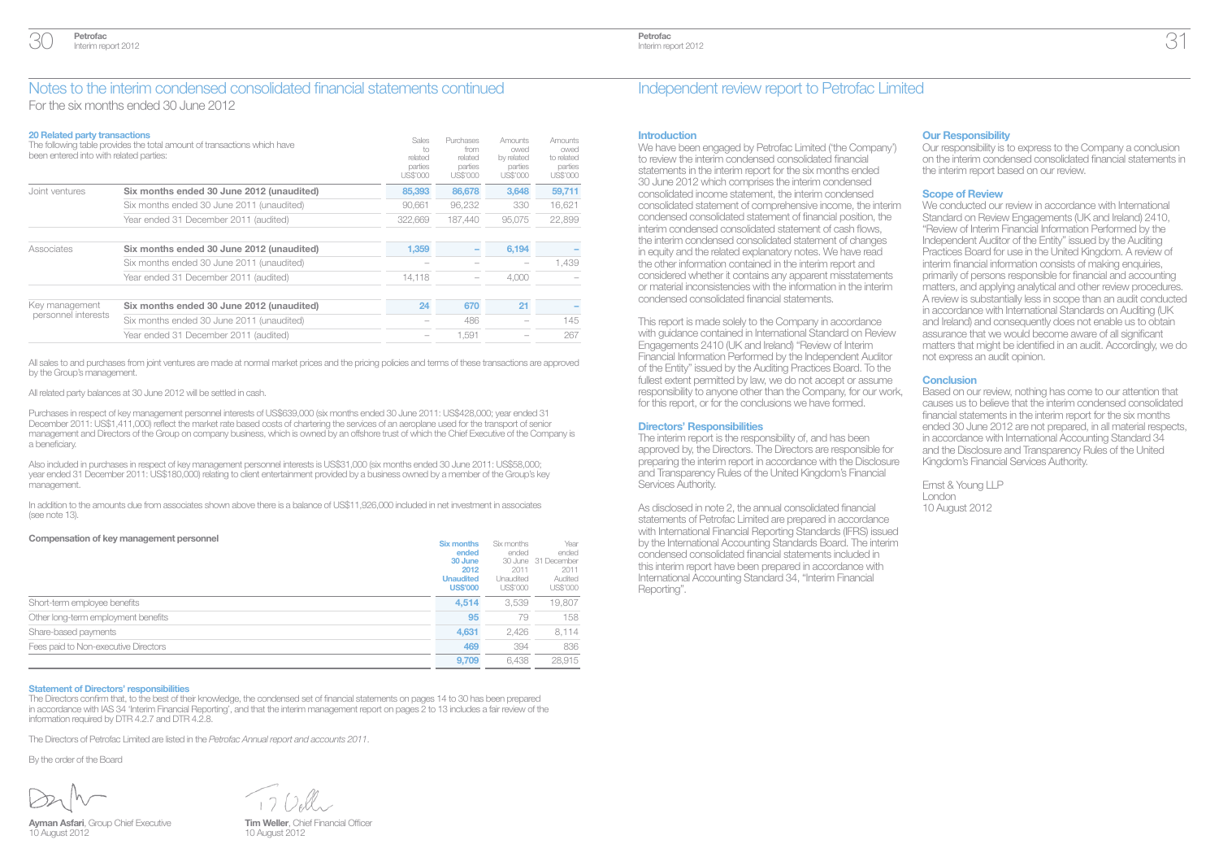# Notes to the interim condensed consolidated financial statements continued

For the six months ended 30 June 2012

### 20 Related party transactions

The following table provides the total amount of transactions which have been entered into with related parties:

| | | Sales to related parties US$'000 | Purchases from related parties US$'000 | Amounts owed by related parties US$'000 | Amounts owed to related parties US$'000 |
|---|---|---|---|---|---|
| Joint ventures | **Six months ended 30 June 2012 (unaudited)** | **85,393** | **86,678** | **3,648** | **59,711** |
| | Six months ended 30 June 2011 (unaudited) | 90,661 | 96,232 | 330 | 16,621 |
| | Year ended 31 December 2011 (audited) | 322,669 | 187,440 | 95,075 | 22,899 |
| Associates | **Six months ended 30 June 2012 (unaudited)** | **1,359** | **–** | **6,194** | **–** |
| | Six months ended 30 June 2011 (unaudited) | – | – | – | 1,439 |
| | Year ended 31 December 2011 (audited) | 14,118 | – | 4,000 | – |
| Key management personnel interests | **Six months ended 30 June 2012 (unaudited)** | **24** | **670** | **21** | **–** |
| | Six months ended 30 June 2011 (unaudited) | – | 486 | – | 145 |
| | Year ended 31 December 2011 (audited) | – | 1,591 | – | 267 |

All sales to and purchases from joint ventures are made at normal market prices and the pricing policies and terms of these transactions are approved by the Group's management.

All related party balances at 30 June 2012 will be settled in cash.

Purchases in respect of key management personnel interests of US$639,000 (six months ended 30 June 2011: US$428,000; year ended 31 December 2011: US$1,411,000) reflect the market rate based costs of chartering the services of an aeroplane used for the transport of senior management and Directors of the Group on company business, which is owned by an offshore trust of which the Chief Executive of the Company is a beneficiary.

Also included in purchases in respect of key management personnel interests is US$31,000 (six months ended 30 June 2011: US$58,000; year ended 31 December 2011: US$180,000) relating to client entertainment provided by a business owned by a member of the Group's key management.

In addition to the amounts due from associates shown above there is a balance of US$11,926,000 included in net investment in associates (see note 13).

#### Compensation of key management personnel

| | Six months ended 30 June 2012 Unaudited US$'000 | Six months ended 30 June 2011 Unaudited US$'000 | Year ended 31 December 2011 Audited US$'000 |
|---|---|---|---|
| Short-term employee benefits | **4,514** | 3,539 | 19,807 |
| Other long-term employment benefits | **95** | 79 | 158 |
| Share-based payments | **4,631** | 2,426 | 8,114 |
| Fees paid to Non-executive Directors | **469** | 394 | 836 |
| | **9,709** | 6,438 | 28,915 |

### Statement of Directors' responsibilities

The Directors confirm that, to the best of their knowledge, the condensed set of financial statements on pages 14 to 30 has been prepared in accordance with IAS 34 'Interim Financial Reporting', and that the interim management report on pages 2 to 13 includes a fair review of the information required by DTR 4.2.7 and DTR 4.2.8.

The Directors of Petrofac Limited are listed in the *Petrofac Annual report and accounts 2011*.

By the order of the Board

**Ayman Asfari**, Group Chief Executive
10 August 2012

**Tim Weller**, Chief Financial Officer
10 August 2012

# Independent review report to Petrofac Limited

### Introduction

We have been engaged by Petrofac Limited ('the Company') to review the interim condensed consolidated financial statements in the interim report for the six months ended 30 June 2012 which comprises the interim condensed consolidated income statement, the interim condensed consolidated statement of comprehensive income, the interim condensed consolidated statement of financial position, the interim condensed consolidated statement of cash flows, the interim condensed consolidated statement of changes in equity and the related explanatory notes. We have read the other information contained in the interim report and considered whether it contains any apparent misstatements or material inconsistencies with the information in the interim condensed consolidated financial statements.

This report is made solely to the Company in accordance with guidance contained in International Standard on Review Engagements 2410 (UK and Ireland) "Review of Interim Financial Information Performed by the Independent Auditor of the Entity" issued by the Auditing Practices Board. To the fullest extent permitted by law, we do not accept or assume responsibility to anyone other than the Company, for our work, for this report, or for the conclusions we have formed.

### Directors' Responsibilities

The interim report is the responsibility of, and has been approved by, the Directors. The Directors are responsible for preparing the interim report in accordance with the Disclosure and Transparency Rules of the United Kingdom's Financial Services Authority.

As disclosed in note 2, the annual consolidated financial statements of Petrofac Limited are prepared in accordance with International Financial Reporting Standards (IFRS) issued by the International Accounting Standards Board. The interim condensed consolidated financial statements included in this interim report have been prepared in accordance with International Accounting Standard 34, "Interim Financial Reporting".

### Our Responsibility

Our responsibility is to express to the Company a conclusion on the interim condensed consolidated financial statements in the interim report based on our review.

### Scope of Review

We conducted our review in accordance with International Standard on Review Engagements (UK and Ireland) 2410, "Review of Interim Financial Information Performed by the Independent Auditor of the Entity" issued by the Auditing Practices Board for use in the United Kingdom. A review of interim financial information consists of making enquiries, primarily of persons responsible for financial and accounting matters, and applying analytical and other review procedures. A review is substantially less in scope than an audit conducted in accordance with International Standards on Auditing (UK and Ireland) and consequently does not enable us to obtain assurance that we would become aware of all significant matters that might be identified in an audit. Accordingly, we do not express an audit opinion.

### Conclusion

Based on our review, nothing has come to our attention that causes us to believe that the interim condensed consolidated financial statements in the interim report for the six months ended 30 June 2012 are not prepared, in all material respects, in accordance with International Accounting Standard 34 and the Disclosure and Transparency Rules of the United Kingdom's Financial Services Authority.

Ernst & Young LLP
London
10 August 2012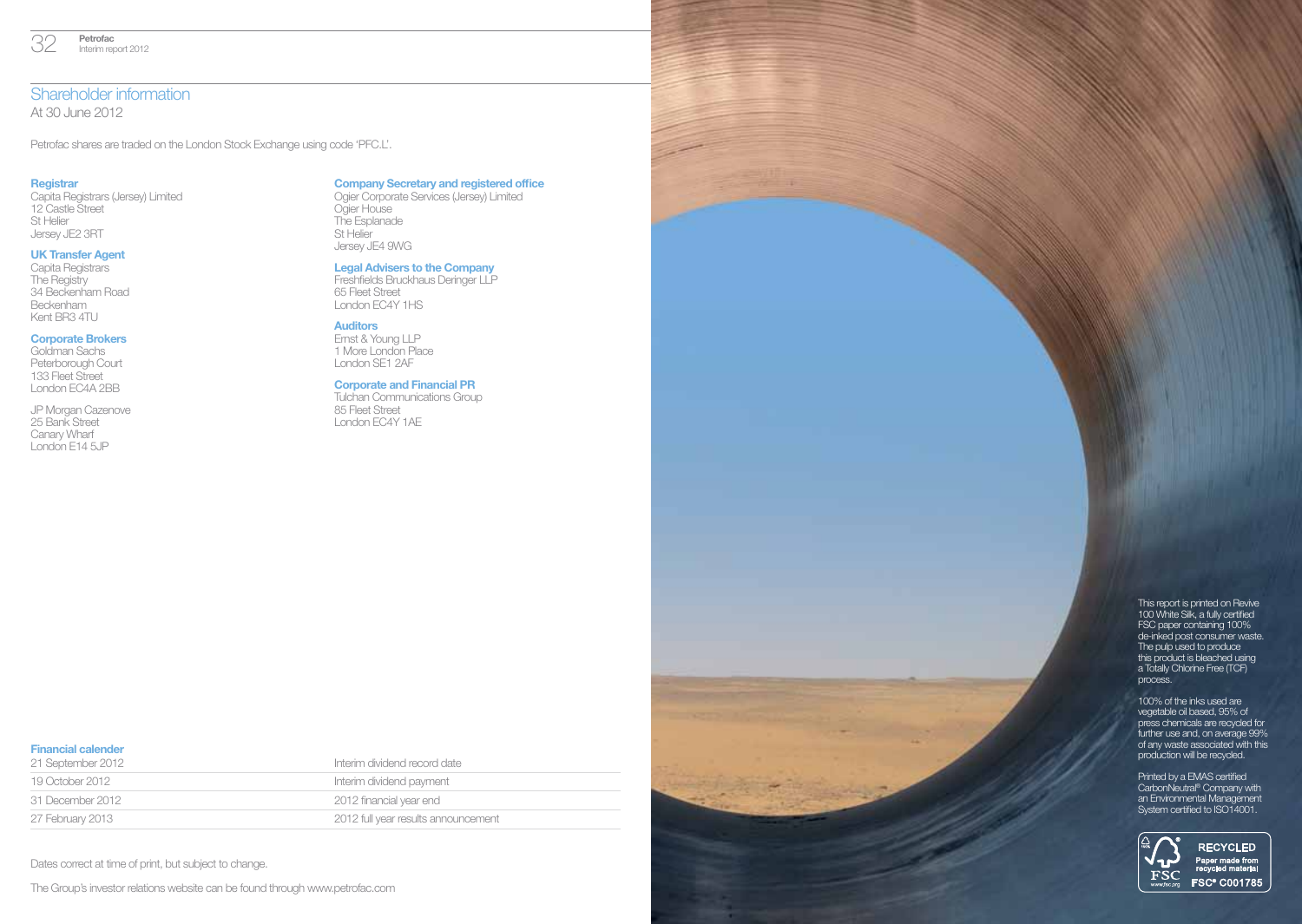# Shareholder information

At 30 June 2012

Petrofac shares are traded on the London Stock Exchange using code 'PFC.L'.

**Registrar**
Capita Registrars (Jersey) Limited
12 Castle Street
St Helier
Jersey JE2 3RT

**UK Transfer Agent**
Capita Registrars
The Registry
34 Beckenham Road
Beckenham
Kent BR3 4TU

**Corporate Brokers**
Goldman Sachs
Peterborough Court
133 Fleet Street
London EC4A 2BB

JP Morgan Cazenove
25 Bank Street
Canary Wharf
London E14 5JP

**Company Secretary and registered office**
Ogier Corporate Services (Jersey) Limited
Ogier House
The Esplanade
St Helier
Jersey JE4 9WG

**Legal Advisers to the Company**
Freshfields Bruckhaus Deringer LLP
65 Fleet Street
London EC4Y 1HS

**Auditors**
Ernst & Young LLP
1 More London Place
London SE1 2AF

**Corporate and Financial PR**
Tulchan Communications Group
85 Fleet Street
London EC4Y 1AE

**Financial calender**

| | |
|---|---|
| 21 September 2012 | Interim dividend record date |
| 19 October 2012 | Interim dividend payment |
| 31 December 2012 | 2012 financial year end |
| 27 February 2013 | 2012 full year results announcement |

Dates correct at time of print, but subject to change.

The Group's investor relations website can be found through www.petrofac.com

This report is printed on Revive 100 White Silk, a fully certified FSC paper containing 100% de-inked post consumer waste. The pulp used to produce this product is bleached using a Totally Chlorine Free (TCF) process.

100% of the inks used are vegetable oil based, 95% of press chemicals are recycled for further use and, on average 99% of any waste associated with this production will be recycled.

Printed by a EMAS certified CarbonNeutral® Company with an Environmental Management System certified to ISO14001.

RECYCLED
Paper made from recycled material
FSC® C001785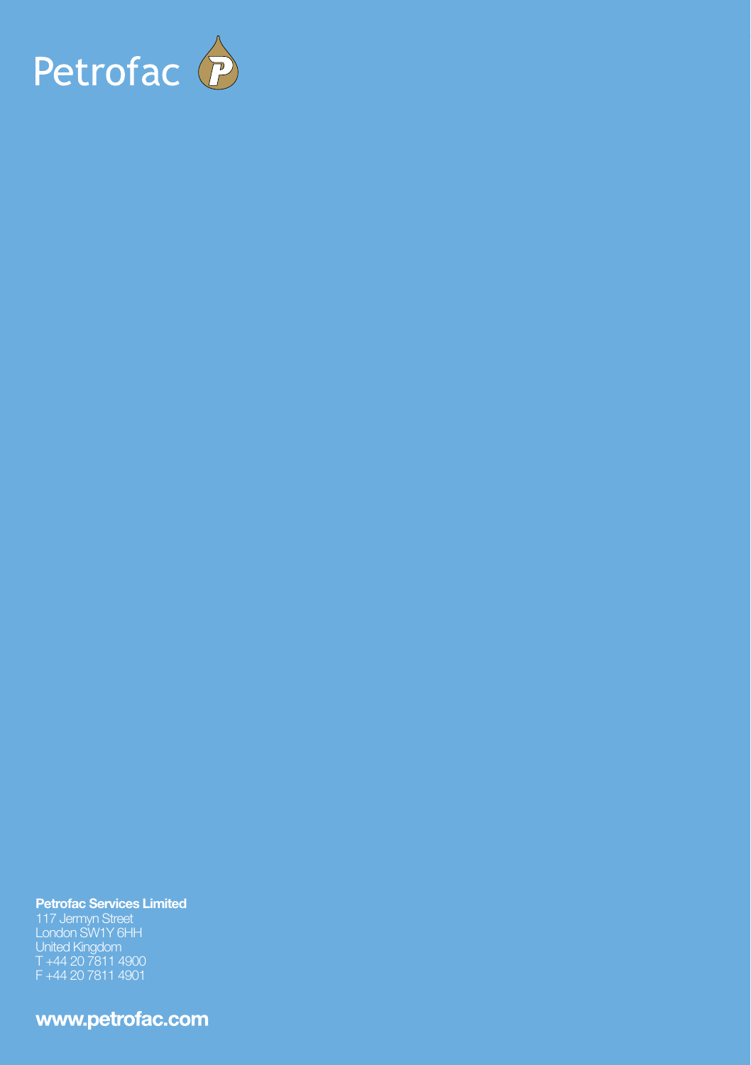Petrofac

**Petrofac Services Limited**
117 Jermyn Street
London SW1Y 6HH
United Kingdom
T +44 20 7811 4900
F +44 20 7811 4901

**www.petrofac.com**